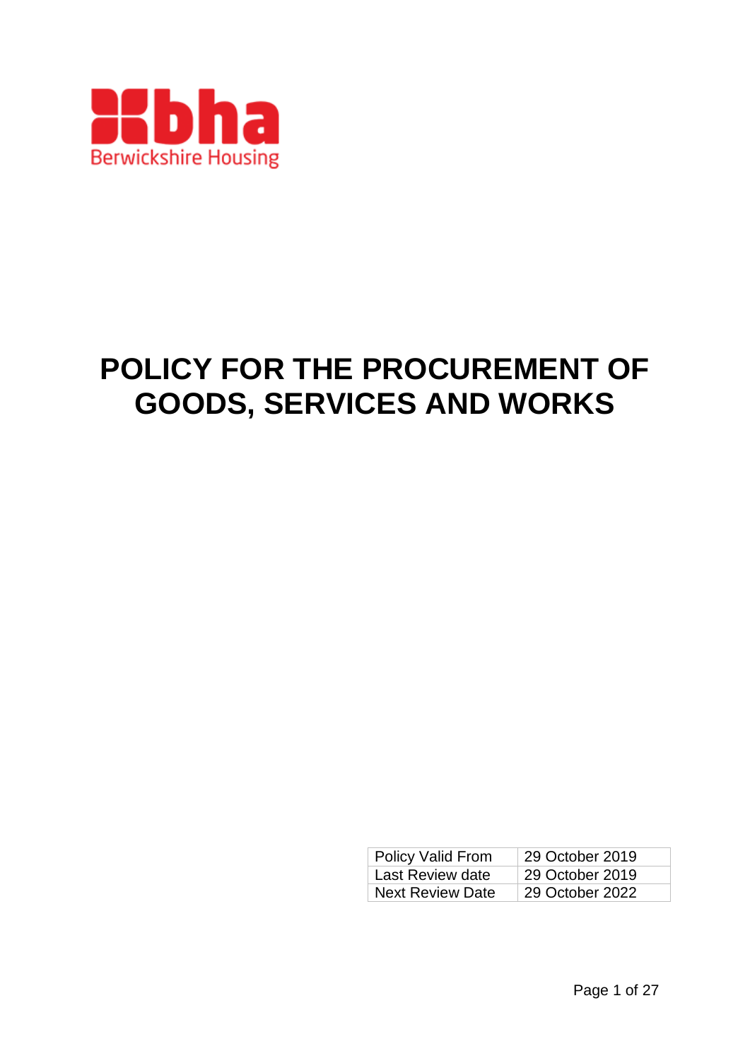Berwickshire Housing

# POLICY FOR THE PROCUREMENT OF GOODS, SERVICES AND WORKS

| Policy Valid From | 29 October 2019 |
|---|---|
| Last Review date | 29 October 2019 |
| Next Review Date | 29 October 2022 |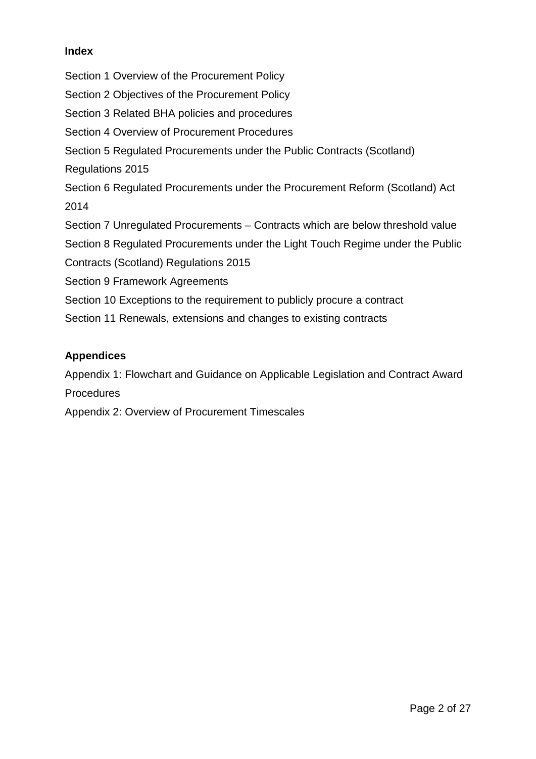**Index**

Section 1 Overview of the Procurement Policy

Section 2 Objectives of the Procurement Policy

Section 3 Related BHA policies and procedures

Section 4 Overview of Procurement Procedures

Section 5 Regulated Procurements under the Public Contracts (Scotland) Regulations 2015

Section 6 Regulated Procurements under the Procurement Reform (Scotland) Act 2014

Section 7 Unregulated Procurements – Contracts which are below threshold value

Section 8 Regulated Procurements under the Light Touch Regime under the Public Contracts (Scotland) Regulations 2015

Section 9 Framework Agreements

Section 10 Exceptions to the requirement to publicly procure a contract

Section 11 Renewals, extensions and changes to existing contracts

**Appendices**

Appendix 1: Flowchart and Guidance on Applicable Legislation and Contract Award Procedures

Appendix 2: Overview of Procurement Timescales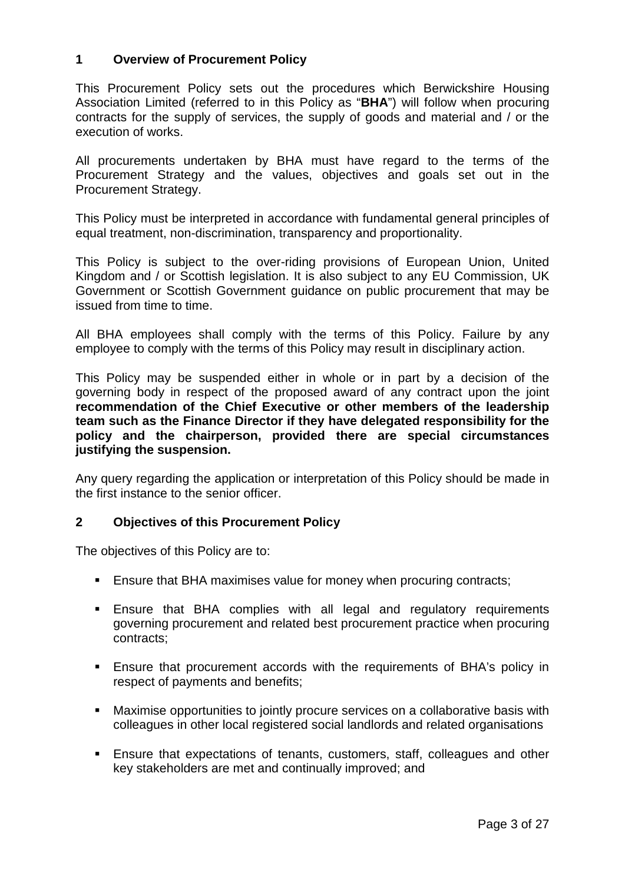## 1 Overview of Procurement Policy

This Procurement Policy sets out the procedures which Berwickshire Housing Association Limited (referred to in this Policy as "**BHA**") will follow when procuring contracts for the supply of services, the supply of goods and material and / or the execution of works.

All procurements undertaken by BHA must have regard to the terms of the Procurement Strategy and the values, objectives and goals set out in the Procurement Strategy.

This Policy must be interpreted in accordance with fundamental general principles of equal treatment, non-discrimination, transparency and proportionality.

This Policy is subject to the over-riding provisions of European Union, United Kingdom and / or Scottish legislation. It is also subject to any EU Commission, UK Government or Scottish Government guidance on public procurement that may be issued from time to time.

All BHA employees shall comply with the terms of this Policy. Failure by any employee to comply with the terms of this Policy may result in disciplinary action.

This Policy may be suspended either in whole or in part by a decision of the governing body in respect of the proposed award of any contract upon the joint **recommendation of the Chief Executive or other members of the leadership team such as the Finance Director if they have delegated responsibility for the policy and the chairperson, provided there are special circumstances justifying the suspension.**

Any query regarding the application or interpretation of this Policy should be made in the first instance to the senior officer.

## 2 Objectives of this Procurement Policy

The objectives of this Policy are to:

- Ensure that BHA maximises value for money when procuring contracts;
- Ensure that BHA complies with all legal and regulatory requirements governing procurement and related best procurement practice when procuring contracts;
- Ensure that procurement accords with the requirements of BHA's policy in respect of payments and benefits;
- Maximise opportunities to jointly procure services on a collaborative basis with colleagues in other local registered social landlords and related organisations
- Ensure that expectations of tenants, customers, staff, colleagues and other key stakeholders are met and continually improved; and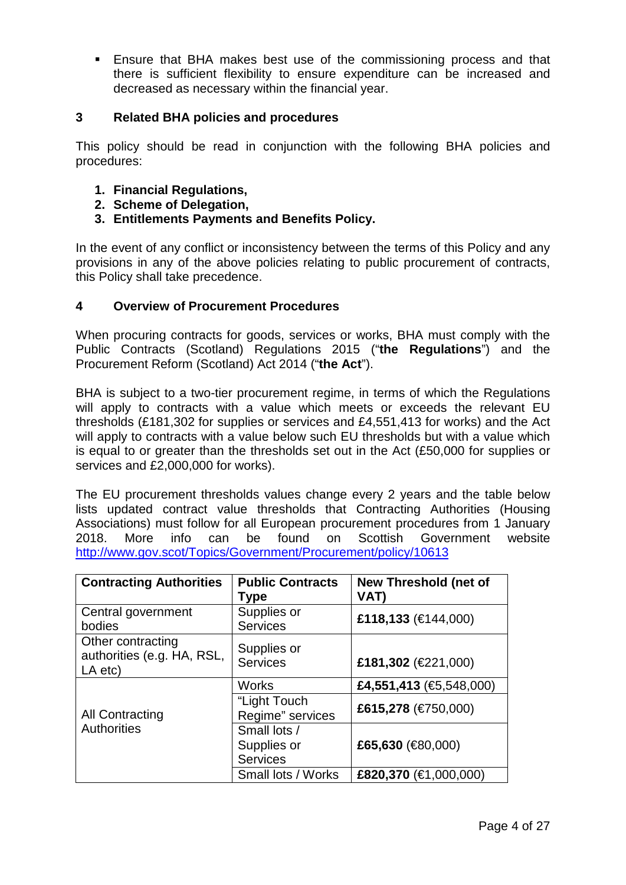- Ensure that BHA makes best use of the commissioning process and that there is sufficient flexibility to ensure expenditure can be increased and decreased as necessary within the financial year.

## 3 Related BHA policies and procedures

This policy should be read in conjunction with the following BHA policies and procedures:

1. **Financial Regulations,**
2. **Scheme of Delegation,**
3. **Entitlements Payments and Benefits Policy.**

In the event of any conflict or inconsistency between the terms of this Policy and any provisions in any of the above policies relating to public procurement of contracts, this Policy shall take precedence.

## 4 Overview of Procurement Procedures

When procuring contracts for goods, services or works, BHA must comply with the Public Contracts (Scotland) Regulations 2015 ("**the Regulations**") and the Procurement Reform (Scotland) Act 2014 ("**the Act**").

BHA is subject to a two-tier procurement regime, in terms of which the Regulations will apply to contracts with a value which meets or exceeds the relevant EU thresholds (£181,302 for supplies or services and £4,551,413 for works) and the Act will apply to contracts with a value below such EU thresholds but with a value which is equal to or greater than the thresholds set out in the Act (£50,000 for supplies or services and £2,000,000 for works).

The EU procurement thresholds values change every 2 years and the table below lists updated contract value thresholds that Contracting Authorities (Housing Associations) must follow for all European procurement procedures from 1 January 2018. More info can be found on Scottish Government website http://www.gov.scot/Topics/Government/Procurement/policy/10613

| Contracting Authorities | Public Contracts Type | New Threshold (net of VAT) |
|---|---|---|
| Central government bodies | Supplies or Services | **£118,133** (€144,000) |
| Other contracting authorities (e.g. HA, RSL, LA etc) | Supplies or Services | **£181,302** (€221,000) |
| All Contracting Authorities | Works | **£4,551,413** (€5,548,000) |
| | "Light Touch Regime" services | **£615,278** (€750,000) |
| | Small lots / Supplies or Services | **£65,630** (€80,000) |
| | Small lots / Works | **£820,370** (€1,000,000) |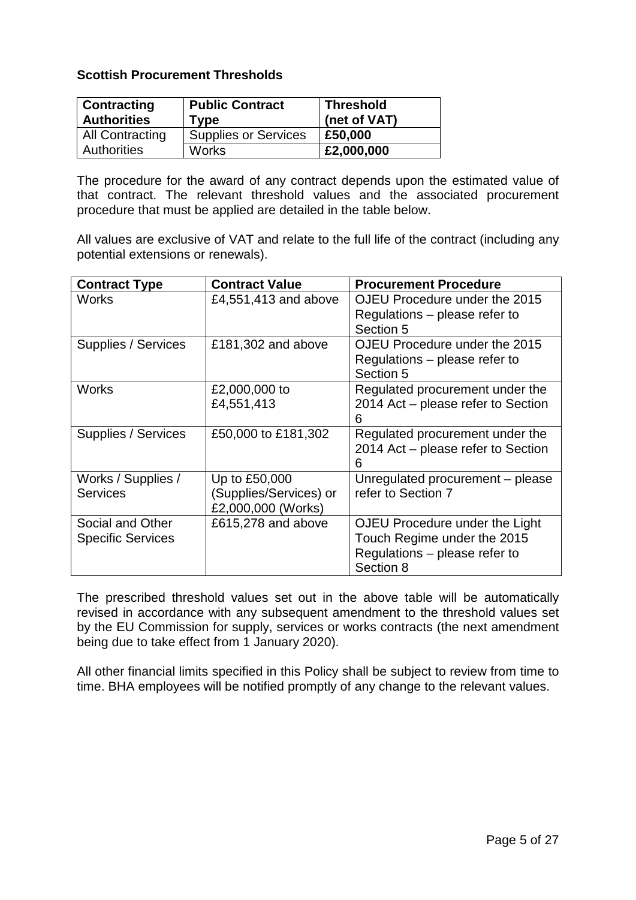**Scottish Procurement Thresholds**

| Contracting Authorities | Public Contract Type | Threshold (net of VAT) |
|---|---|---|
| All Contracting Authorities | Supplies or Services | **£50,000** |
| | Works | **£2,000,000** |

The procedure for the award of any contract depends upon the estimated value of that contract. The relevant threshold values and the associated procurement procedure that must be applied are detailed in the table below.

All values are exclusive of VAT and relate to the full life of the contract (including any potential extensions or renewals).

| Contract Type | Contract Value | Procurement Procedure |
|---|---|---|
| Works | £4,551,413 and above | OJEU Procedure under the 2015 Regulations – please refer to Section 5 |
| Supplies / Services | £181,302 and above | OJEU Procedure under the 2015 Regulations – please refer to Section 5 |
| Works | £2,000,000 to £4,551,413 | Regulated procurement under the 2014 Act – please refer to Section 6 |
| Supplies / Services | £50,000 to £181,302 | Regulated procurement under the 2014 Act – please refer to Section 6 |
| Works / Supplies / Services | Up to £50,000 (Supplies/Services) or £2,000,000 (Works) | Unregulated procurement – please refer to Section 7 |
| Social and Other Specific Services | £615,278 and above | OJEU Procedure under the Light Touch Regime under the 2015 Regulations – please refer to Section 8 |

The prescribed threshold values set out in the above table will be automatically revised in accordance with any subsequent amendment to the threshold values set by the EU Commission for supply, services or works contracts (the next amendment being due to take effect from 1 January 2020).

All other financial limits specified in this Policy shall be subject to review from time to time. BHA employees will be notified promptly of any change to the relevant values.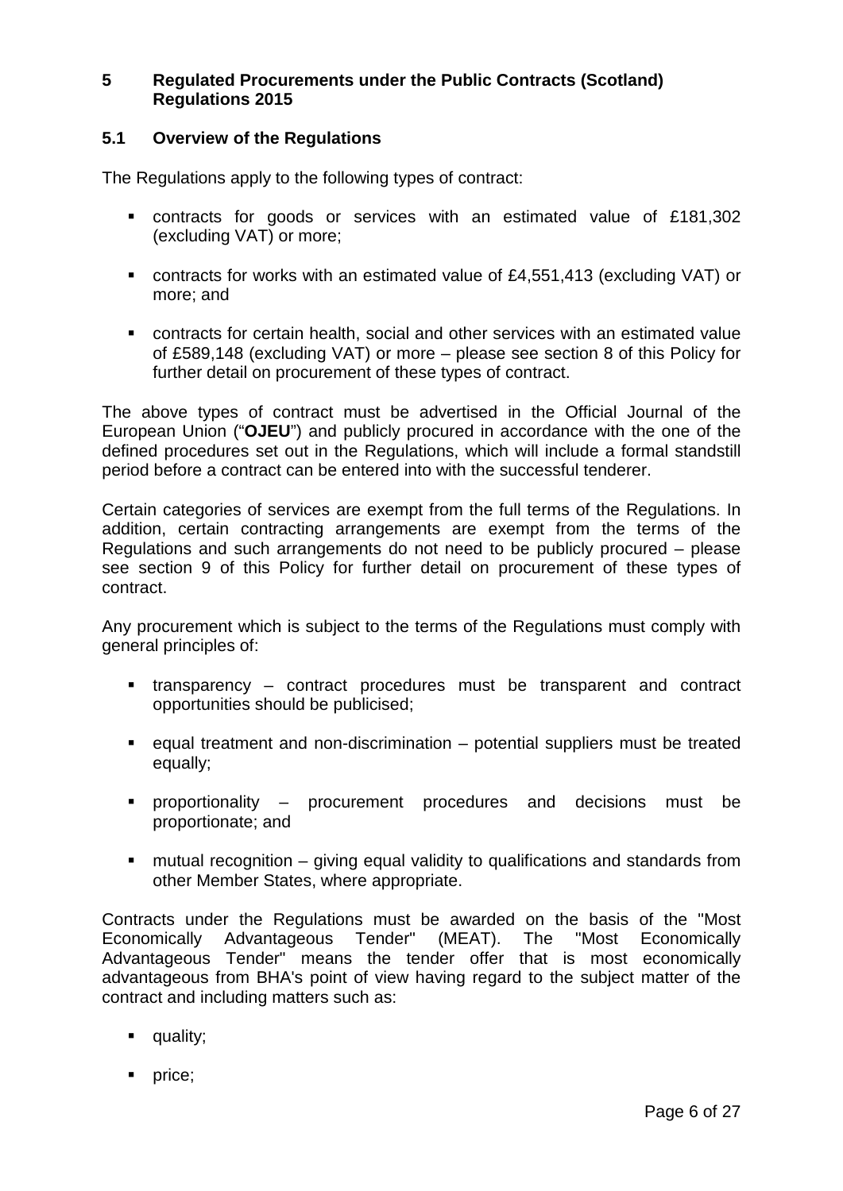## 5 Regulated Procurements under the Public Contracts (Scotland) Regulations 2015

### 5.1 Overview of the Regulations

The Regulations apply to the following types of contract:

- contracts for goods or services with an estimated value of £181,302 (excluding VAT) or more;
- contracts for works with an estimated value of £4,551,413 (excluding VAT) or more; and
- contracts for certain health, social and other services with an estimated value of £589,148 (excluding VAT) or more – please see section 8 of this Policy for further detail on procurement of these types of contract.

The above types of contract must be advertised in the Official Journal of the European Union ("**OJEU**") and publicly procured in accordance with the one of the defined procedures set out in the Regulations, which will include a formal standstill period before a contract can be entered into with the successful tenderer.

Certain categories of services are exempt from the full terms of the Regulations. In addition, certain contracting arrangements are exempt from the terms of the Regulations and such arrangements do not need to be publicly procured – please see section 9 of this Policy for further detail on procurement of these types of contract.

Any procurement which is subject to the terms of the Regulations must comply with general principles of:

- transparency – contract procedures must be transparent and contract opportunities should be publicised;
- equal treatment and non-discrimination – potential suppliers must be treated equally;
- proportionality – procurement procedures and decisions must be proportionate; and
- mutual recognition – giving equal validity to qualifications and standards from other Member States, where appropriate.

Contracts under the Regulations must be awarded on the basis of the "Most Economically Advantageous Tender" (MEAT). The "Most Economically Advantageous Tender" means the tender offer that is most economically advantageous from BHA's point of view having regard to the subject matter of the contract and including matters such as:

- quality;
- price;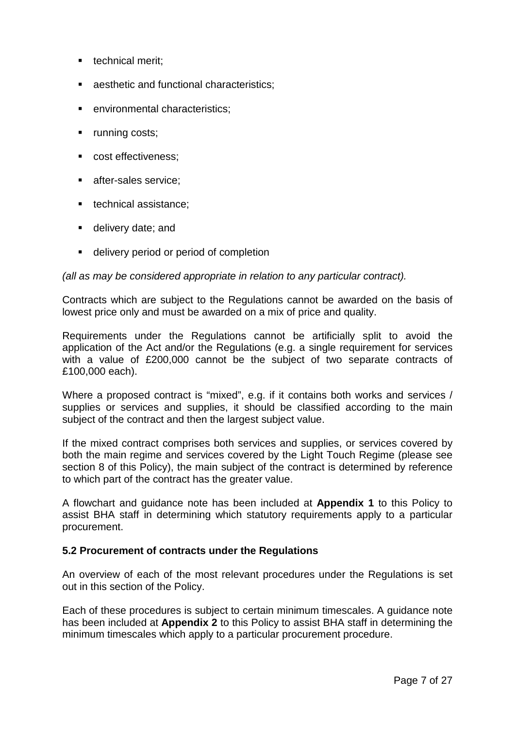- technical merit;
- aesthetic and functional characteristics;
- environmental characteristics;
- running costs;
- cost effectiveness;
- after-sales service;
- technical assistance;
- delivery date; and
- delivery period or period of completion

*(all as may be considered appropriate in relation to any particular contract).*

Contracts which are subject to the Regulations cannot be awarded on the basis of lowest price only and must be awarded on a mix of price and quality.

Requirements under the Regulations cannot be artificially split to avoid the application of the Act and/or the Regulations (e.g. a single requirement for services with a value of £200,000 cannot be the subject of two separate contracts of £100,000 each).

Where a proposed contract is "mixed", e.g. if it contains both works and services / supplies or services and supplies, it should be classified according to the main subject of the contract and then the largest subject value.

If the mixed contract comprises both services and supplies, or services covered by both the main regime and services covered by the Light Touch Regime (please see section 8 of this Policy), the main subject of the contract is determined by reference to which part of the contract has the greater value.

A flowchart and guidance note has been included at **Appendix 1** to this Policy to assist BHA staff in determining which statutory requirements apply to a particular procurement.

### 5.2 Procurement of contracts under the Regulations

An overview of each of the most relevant procedures under the Regulations is set out in this section of the Policy.

Each of these procedures is subject to certain minimum timescales. A guidance note has been included at **Appendix 2** to this Policy to assist BHA staff in determining the minimum timescales which apply to a particular procurement procedure.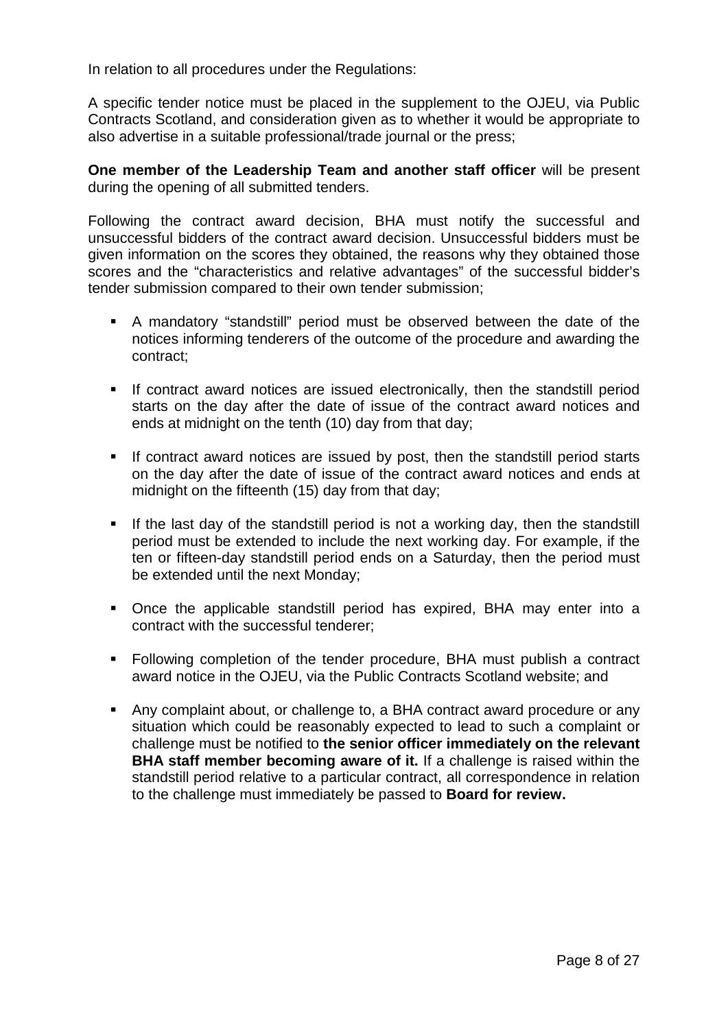In relation to all procedures under the Regulations:

A specific tender notice must be placed in the supplement to the OJEU, via Public Contracts Scotland, and consideration given as to whether it would be appropriate to also advertise in a suitable professional/trade journal or the press;

**One member of the Leadership Team and another staff officer** will be present during the opening of all submitted tenders.

Following the contract award decision, BHA must notify the successful and unsuccessful bidders of the contract award decision. Unsuccessful bidders must be given information on the scores they obtained, the reasons why they obtained those scores and the "characteristics and relative advantages" of the successful bidder's tender submission compared to their own tender submission;

- A mandatory "standstill" period must be observed between the date of the notices informing tenderers of the outcome of the procedure and awarding the contract;
- If contract award notices are issued electronically, then the standstill period starts on the day after the date of issue of the contract award notices and ends at midnight on the tenth (10) day from that day;
- If contract award notices are issued by post, then the standstill period starts on the day after the date of issue of the contract award notices and ends at midnight on the fifteenth (15) day from that day;
- If the last day of the standstill period is not a working day, then the standstill period must be extended to include the next working day. For example, if the ten or fifteen-day standstill period ends on a Saturday, then the period must be extended until the next Monday;
- Once the applicable standstill period has expired, BHA may enter into a contract with the successful tenderer;
- Following completion of the tender procedure, BHA must publish a contract award notice in the OJEU, via the Public Contracts Scotland website; and
- Any complaint about, or challenge to, a BHA contract award procedure or any situation which could be reasonably expected to lead to such a complaint or challenge must be notified to **the senior officer immediately on the relevant BHA staff member becoming aware of it.** If a challenge is raised within the standstill period relative to a particular contract, all correspondence in relation to the challenge must immediately be passed to **Board for review.**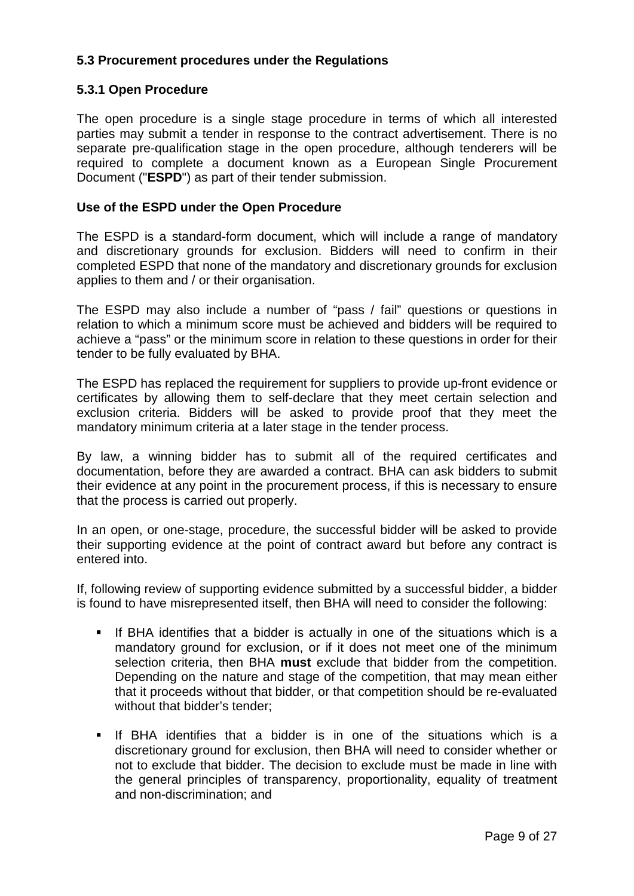### 5.3 Procurement procedures under the Regulations

#### 5.3.1 Open Procedure

The open procedure is a single stage procedure in terms of which all interested parties may submit a tender in response to the contract advertisement. There is no separate pre-qualification stage in the open procedure, although tenderers will be required to complete a document known as a European Single Procurement Document ("**ESPD**") as part of their tender submission.

**Use of the ESPD under the Open Procedure**

The ESPD is a standard-form document, which will include a range of mandatory and discretionary grounds for exclusion. Bidders will need to confirm in their completed ESPD that none of the mandatory and discretionary grounds for exclusion applies to them and / or their organisation.

The ESPD may also include a number of "pass / fail" questions or questions in relation to which a minimum score must be achieved and bidders will be required to achieve a "pass" or the minimum score in relation to these questions in order for their tender to be fully evaluated by BHA.

The ESPD has replaced the requirement for suppliers to provide up-front evidence or certificates by allowing them to self-declare that they meet certain selection and exclusion criteria. Bidders will be asked to provide proof that they meet the mandatory minimum criteria at a later stage in the tender process.

By law, a winning bidder has to submit all of the required certificates and documentation, before they are awarded a contract. BHA can ask bidders to submit their evidence at any point in the procurement process, if this is necessary to ensure that the process is carried out properly.

In an open, or one-stage, procedure, the successful bidder will be asked to provide their supporting evidence at the point of contract award but before any contract is entered into.

If, following review of supporting evidence submitted by a successful bidder, a bidder is found to have misrepresented itself, then BHA will need to consider the following:

- If BHA identifies that a bidder is actually in one of the situations which is a mandatory ground for exclusion, or if it does not meet one of the minimum selection criteria, then BHA **must** exclude that bidder from the competition. Depending on the nature and stage of the competition, that may mean either that it proceeds without that bidder, or that competition should be re-evaluated without that bidder's tender;

- If BHA identifies that a bidder is in one of the situations which is a discretionary ground for exclusion, then BHA will need to consider whether or not to exclude that bidder. The decision to exclude must be made in line with the general principles of transparency, proportionality, equality of treatment and non-discrimination; and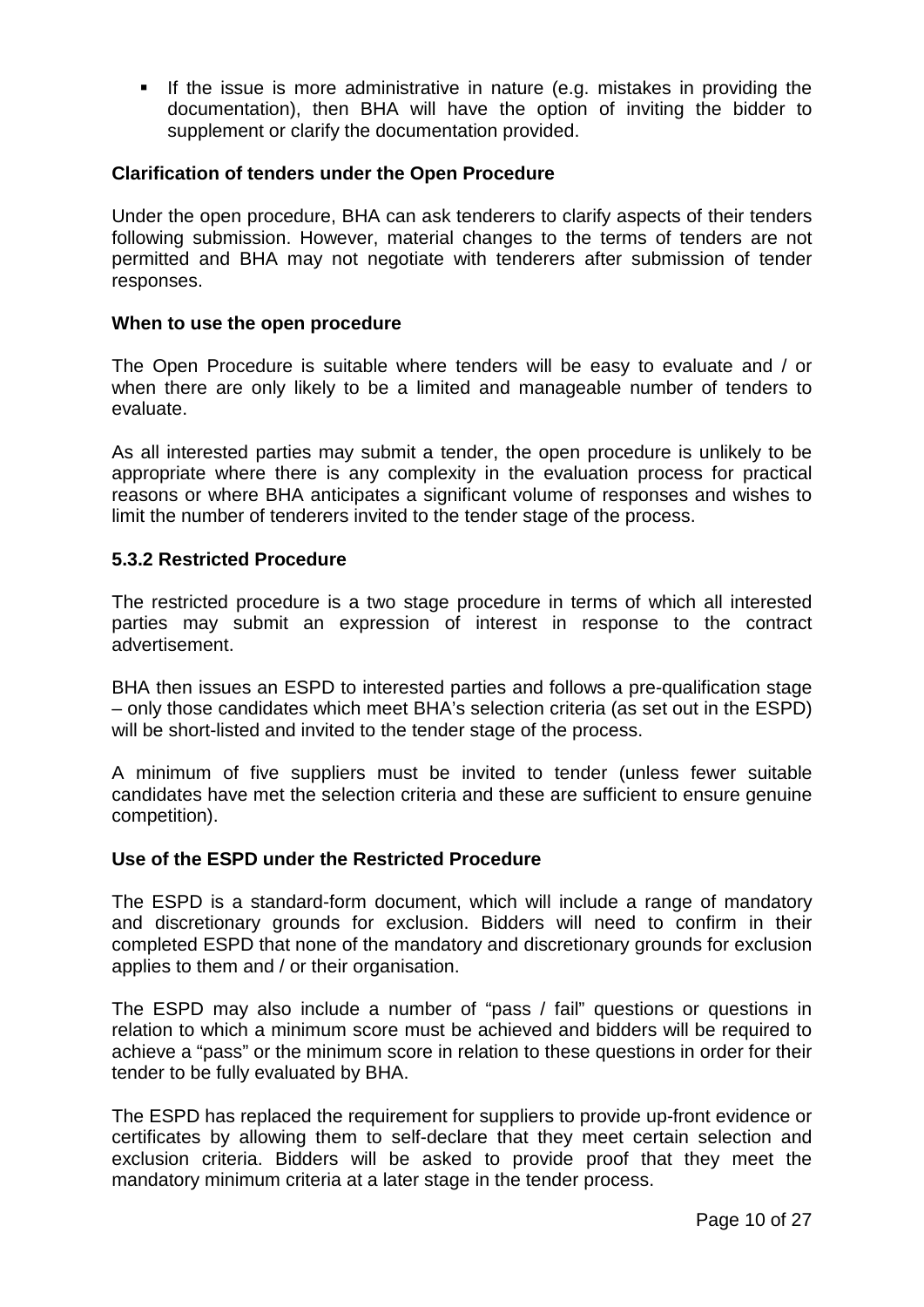- If the issue is more administrative in nature (e.g. mistakes in providing the documentation), then BHA will have the option of inviting the bidder to supplement or clarify the documentation provided.

**Clarification of tenders under the Open Procedure**

Under the open procedure, BHA can ask tenderers to clarify aspects of their tenders following submission. However, material changes to the terms of tenders are not permitted and BHA may not negotiate with tenderers after submission of tender responses.

**When to use the open procedure**

The Open Procedure is suitable where tenders will be easy to evaluate and / or when there are only likely to be a limited and manageable number of tenders to evaluate.

As all interested parties may submit a tender, the open procedure is unlikely to be appropriate where there is any complexity in the evaluation process for practical reasons or where BHA anticipates a significant volume of responses and wishes to limit the number of tenderers invited to the tender stage of the process.

### 5.3.2 Restricted Procedure

The restricted procedure is a two stage procedure in terms of which all interested parties may submit an expression of interest in response to the contract advertisement.

BHA then issues an ESPD to interested parties and follows a pre-qualification stage – only those candidates which meet BHA's selection criteria (as set out in the ESPD) will be short-listed and invited to the tender stage of the process.

A minimum of five suppliers must be invited to tender (unless fewer suitable candidates have met the selection criteria and these are sufficient to ensure genuine competition).

**Use of the ESPD under the Restricted Procedure**

The ESPD is a standard-form document, which will include a range of mandatory and discretionary grounds for exclusion. Bidders will need to confirm in their completed ESPD that none of the mandatory and discretionary grounds for exclusion applies to them and / or their organisation.

The ESPD may also include a number of "pass / fail" questions or questions in relation to which a minimum score must be achieved and bidders will be required to achieve a "pass" or the minimum score in relation to these questions in order for their tender to be fully evaluated by BHA.

The ESPD has replaced the requirement for suppliers to provide up-front evidence or certificates by allowing them to self-declare that they meet certain selection and exclusion criteria. Bidders will be asked to provide proof that they meet the mandatory minimum criteria at a later stage in the tender process.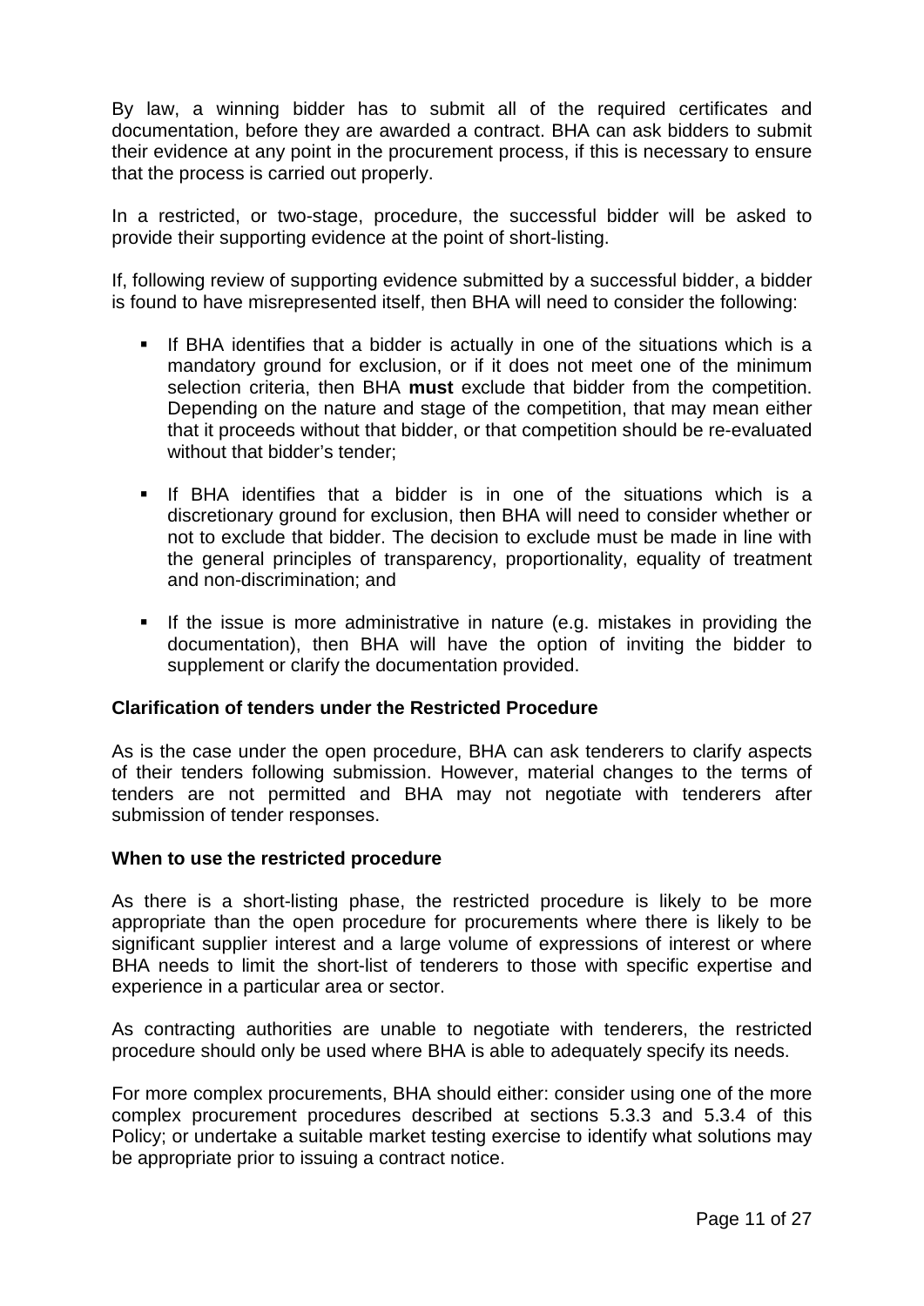By law, a winning bidder has to submit all of the required certificates and documentation, before they are awarded a contract. BHA can ask bidders to submit their evidence at any point in the procurement process, if this is necessary to ensure that the process is carried out properly.

In a restricted, or two-stage, procedure, the successful bidder will be asked to provide their supporting evidence at the point of short-listing.

If, following review of supporting evidence submitted by a successful bidder, a bidder is found to have misrepresented itself, then BHA will need to consider the following:

- If BHA identifies that a bidder is actually in one of the situations which is a mandatory ground for exclusion, or if it does not meet one of the minimum selection criteria, then BHA **must** exclude that bidder from the competition. Depending on the nature and stage of the competition, that may mean either that it proceeds without that bidder, or that competition should be re-evaluated without that bidder's tender;

- If BHA identifies that a bidder is in one of the situations which is a discretionary ground for exclusion, then BHA will need to consider whether or not to exclude that bidder. The decision to exclude must be made in line with the general principles of transparency, proportionality, equality of treatment and non-discrimination; and

- If the issue is more administrative in nature (e.g. mistakes in providing the documentation), then BHA will have the option of inviting the bidder to supplement or clarify the documentation provided.

**Clarification of tenders under the Restricted Procedure**

As is the case under the open procedure, BHA can ask tenderers to clarify aspects of their tenders following submission. However, material changes to the terms of tenders are not permitted and BHA may not negotiate with tenderers after submission of tender responses.

**When to use the restricted procedure**

As there is a short-listing phase, the restricted procedure is likely to be more appropriate than the open procedure for procurements where there is likely to be significant supplier interest and a large volume of expressions of interest or where BHA needs to limit the short-list of tenderers to those with specific expertise and experience in a particular area or sector.

As contracting authorities are unable to negotiate with tenderers, the restricted procedure should only be used where BHA is able to adequately specify its needs.

For more complex procurements, BHA should either: consider using one of the more complex procurement procedures described at sections 5.3.3 and 5.3.4 of this Policy; or undertake a suitable market testing exercise to identify what solutions may be appropriate prior to issuing a contract notice.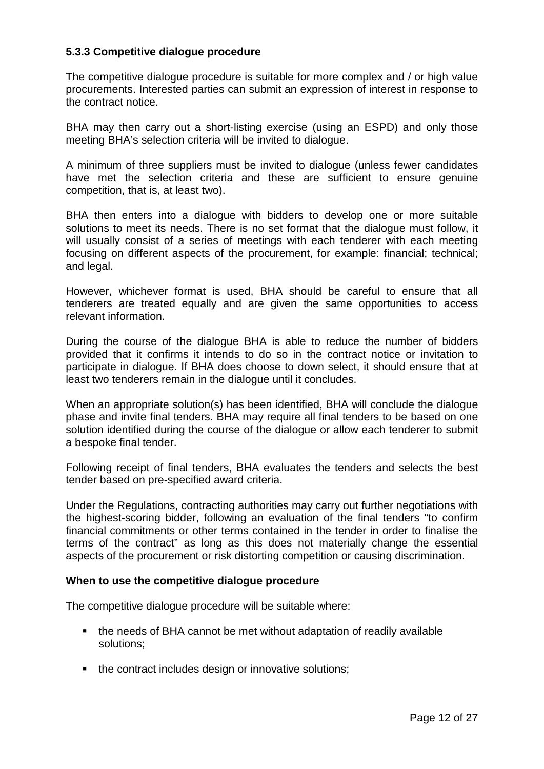### 5.3.3 Competitive dialogue procedure

The competitive dialogue procedure is suitable for more complex and / or high value procurements. Interested parties can submit an expression of interest in response to the contract notice.

BHA may then carry out a short-listing exercise (using an ESPD) and only those meeting BHA's selection criteria will be invited to dialogue.

A minimum of three suppliers must be invited to dialogue (unless fewer candidates have met the selection criteria and these are sufficient to ensure genuine competition, that is, at least two).

BHA then enters into a dialogue with bidders to develop one or more suitable solutions to meet its needs. There is no set format that the dialogue must follow, it will usually consist of a series of meetings with each tenderer with each meeting focusing on different aspects of the procurement, for example: financial; technical; and legal.

However, whichever format is used, BHA should be careful to ensure that all tenderers are treated equally and are given the same opportunities to access relevant information.

During the course of the dialogue BHA is able to reduce the number of bidders provided that it confirms it intends to do so in the contract notice or invitation to participate in dialogue. If BHA does choose to down select, it should ensure that at least two tenderers remain in the dialogue until it concludes.

When an appropriate solution(s) has been identified, BHA will conclude the dialogue phase and invite final tenders. BHA may require all final tenders to be based on one solution identified during the course of the dialogue or allow each tenderer to submit a bespoke final tender.

Following receipt of final tenders, BHA evaluates the tenders and selects the best tender based on pre-specified award criteria.

Under the Regulations, contracting authorities may carry out further negotiations with the highest-scoring bidder, following an evaluation of the final tenders "to confirm financial commitments or other terms contained in the tender in order to finalise the terms of the contract" as long as this does not materially change the essential aspects of the procurement or risk distorting competition or causing discrimination.

**When to use the competitive dialogue procedure**

The competitive dialogue procedure will be suitable where:

- the needs of BHA cannot be met without adaptation of readily available solutions;
- the contract includes design or innovative solutions;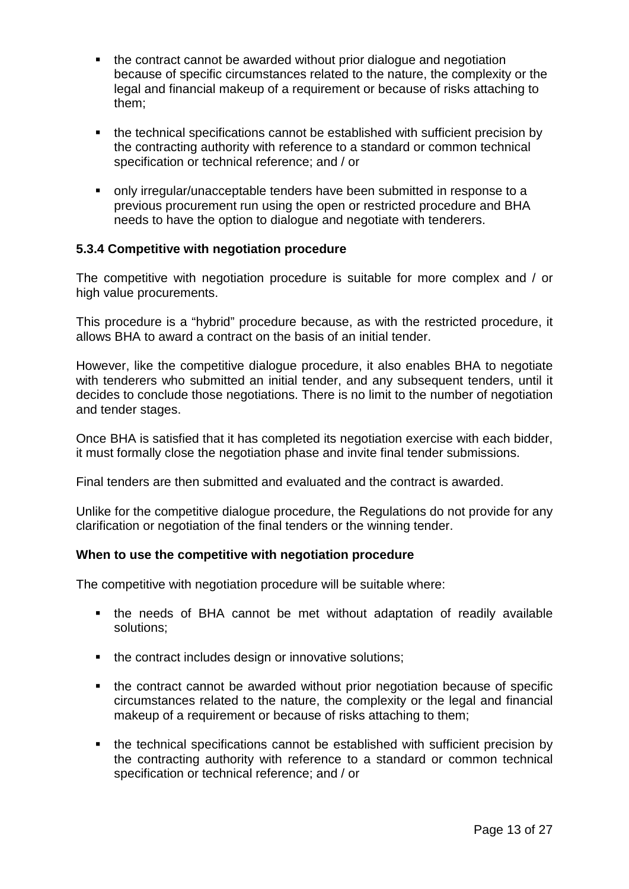- the contract cannot be awarded without prior dialogue and negotiation because of specific circumstances related to the nature, the complexity or the legal and financial makeup of a requirement or because of risks attaching to them;
- the technical specifications cannot be established with sufficient precision by the contracting authority with reference to a standard or common technical specification or technical reference; and / or
- only irregular/unacceptable tenders have been submitted in response to a previous procurement run using the open or restricted procedure and BHA needs to have the option to dialogue and negotiate with tenderers.

**5.3.4 Competitive with negotiation procedure**

The competitive with negotiation procedure is suitable for more complex and / or high value procurements.

This procedure is a “hybrid” procedure because, as with the restricted procedure, it allows BHA to award a contract on the basis of an initial tender.

However, like the competitive dialogue procedure, it also enables BHA to negotiate with tenderers who submitted an initial tender, and any subsequent tenders, until it decides to conclude those negotiations. There is no limit to the number of negotiation and tender stages.

Once BHA is satisfied that it has completed its negotiation exercise with each bidder, it must formally close the negotiation phase and invite final tender submissions.

Final tenders are then submitted and evaluated and the contract is awarded.

Unlike for the competitive dialogue procedure, the Regulations do not provide for any clarification or negotiation of the final tenders or the winning tender.

**When to use the competitive with negotiation procedure**

The competitive with negotiation procedure will be suitable where:

- the needs of BHA cannot be met without adaptation of readily available solutions;
- the contract includes design or innovative solutions;
- the contract cannot be awarded without prior negotiation because of specific circumstances related to the nature, the complexity or the legal and financial makeup of a requirement or because of risks attaching to them;
- the technical specifications cannot be established with sufficient precision by the contracting authority with reference to a standard or common technical specification or technical reference; and / or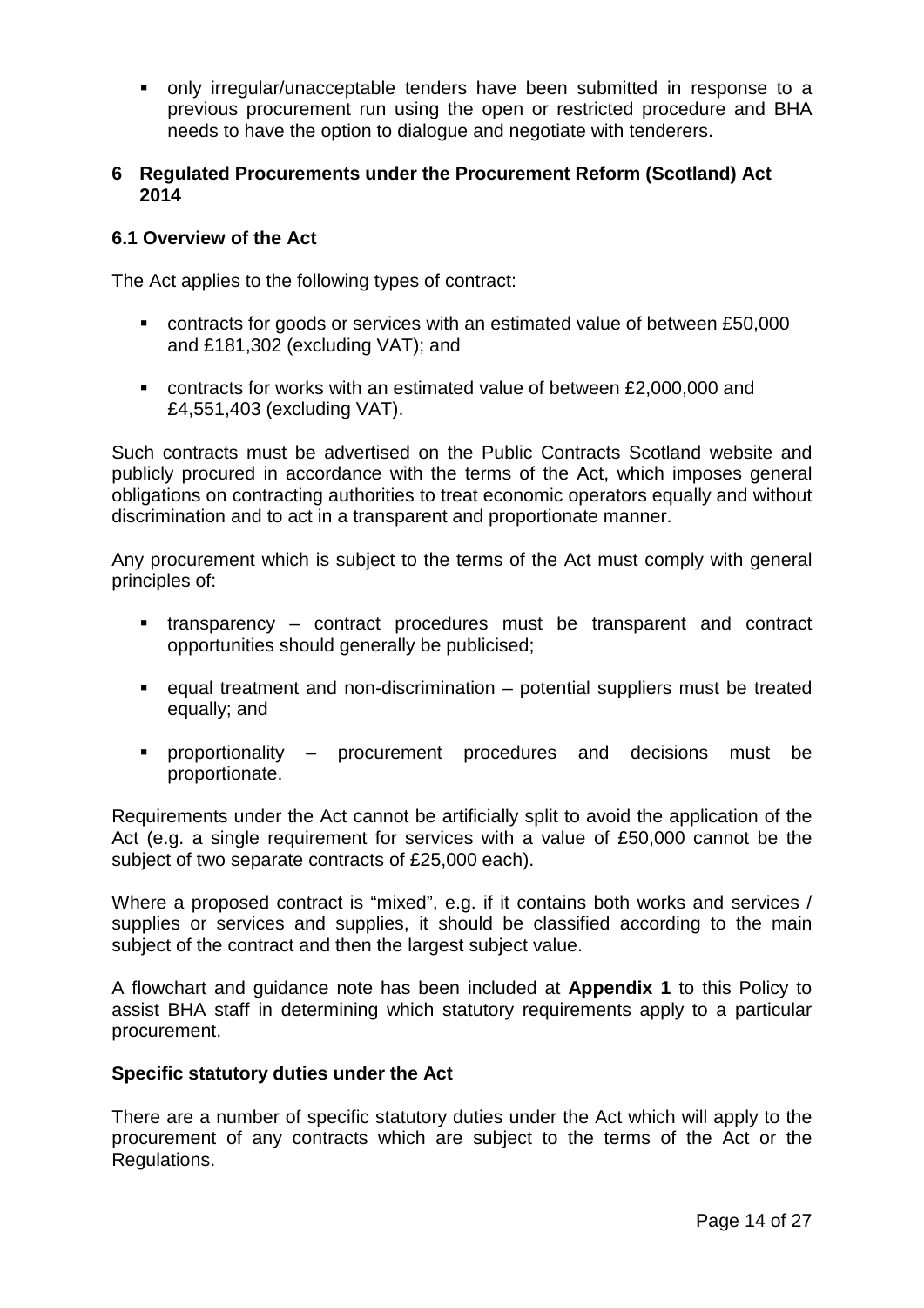- only irregular/unacceptable tenders have been submitted in response to a previous procurement run using the open or restricted procedure and BHA needs to have the option to dialogue and negotiate with tenderers.

## 6 Regulated Procurements under the Procurement Reform (Scotland) Act 2014

### 6.1 Overview of the Act

The Act applies to the following types of contract:

- contracts for goods or services with an estimated value of between £50,000 and £181,302 (excluding VAT); and
- contracts for works with an estimated value of between £2,000,000 and £4,551,403 (excluding VAT).

Such contracts must be advertised on the Public Contracts Scotland website and publicly procured in accordance with the terms of the Act, which imposes general obligations on contracting authorities to treat economic operators equally and without discrimination and to act in a transparent and proportionate manner.

Any procurement which is subject to the terms of the Act must comply with general principles of:

- transparency – contract procedures must be transparent and contract opportunities should generally be publicised;
- equal treatment and non-discrimination – potential suppliers must be treated equally; and
- proportionality – procurement procedures and decisions must be proportionate.

Requirements under the Act cannot be artificially split to avoid the application of the Act (e.g. a single requirement for services with a value of £50,000 cannot be the subject of two separate contracts of £25,000 each).

Where a proposed contract is "mixed", e.g. if it contains both works and services / supplies or services and supplies, it should be classified according to the main subject of the contract and then the largest subject value.

A flowchart and guidance note has been included at **Appendix 1** to this Policy to assist BHA staff in determining which statutory requirements apply to a particular procurement.

**Specific statutory duties under the Act**

There are a number of specific statutory duties under the Act which will apply to the procurement of any contracts which are subject to the terms of the Act or the Regulations.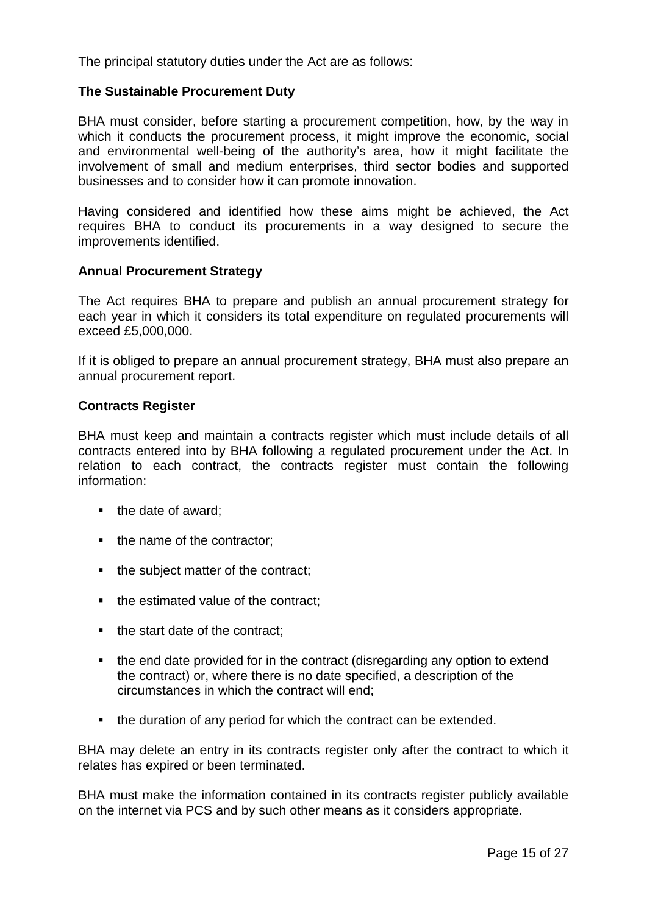The principal statutory duties under the Act are as follows:

**The Sustainable Procurement Duty**

BHA must consider, before starting a procurement competition, how, by the way in which it conducts the procurement process, it might improve the economic, social and environmental well-being of the authority's area, how it might facilitate the involvement of small and medium enterprises, third sector bodies and supported businesses and to consider how it can promote innovation.

Having considered and identified how these aims might be achieved, the Act requires BHA to conduct its procurements in a way designed to secure the improvements identified.

**Annual Procurement Strategy**

The Act requires BHA to prepare and publish an annual procurement strategy for each year in which it considers its total expenditure on regulated procurements will exceed £5,000,000.

If it is obliged to prepare an annual procurement strategy, BHA must also prepare an annual procurement report.

**Contracts Register**

BHA must keep and maintain a contracts register which must include details of all contracts entered into by BHA following a regulated procurement under the Act. In relation to each contract, the contracts register must contain the following information:

- the date of award;
- the name of the contractor;
- the subject matter of the contract;
- the estimated value of the contract;
- the start date of the contract;
- the end date provided for in the contract (disregarding any option to extend the contract) or, where there is no date specified, a description of the circumstances in which the contract will end;
- the duration of any period for which the contract can be extended.

BHA may delete an entry in its contracts register only after the contract to which it relates has expired or been terminated.

BHA must make the information contained in its contracts register publicly available on the internet via PCS and by such other means as it considers appropriate.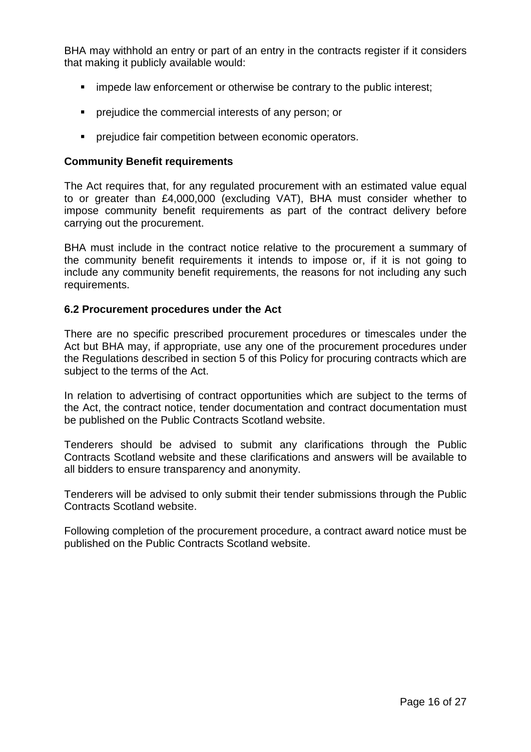BHA may withhold an entry or part of an entry in the contracts register if it considers that making it publicly available would:

- impede law enforcement or otherwise be contrary to the public interest;
- prejudice the commercial interests of any person; or
- prejudice fair competition between economic operators.

**Community Benefit requirements**

The Act requires that, for any regulated procurement with an estimated value equal to or greater than £4,000,000 (excluding VAT), BHA must consider whether to impose community benefit requirements as part of the contract delivery before carrying out the procurement.

BHA must include in the contract notice relative to the procurement a summary of the community benefit requirements it intends to impose or, if it is not going to include any community benefit requirements, the reasons for not including any such requirements.

**6.2 Procurement procedures under the Act**

There are no specific prescribed procurement procedures or timescales under the Act but BHA may, if appropriate, use any one of the procurement procedures under the Regulations described in section 5 of this Policy for procuring contracts which are subject to the terms of the Act.

In relation to advertising of contract opportunities which are subject to the terms of the Act, the contract notice, tender documentation and contract documentation must be published on the Public Contracts Scotland website.

Tenderers should be advised to submit any clarifications through the Public Contracts Scotland website and these clarifications and answers will be available to all bidders to ensure transparency and anonymity.

Tenderers will be advised to only submit their tender submissions through the Public Contracts Scotland website.

Following completion of the procurement procedure, a contract award notice must be published on the Public Contracts Scotland website.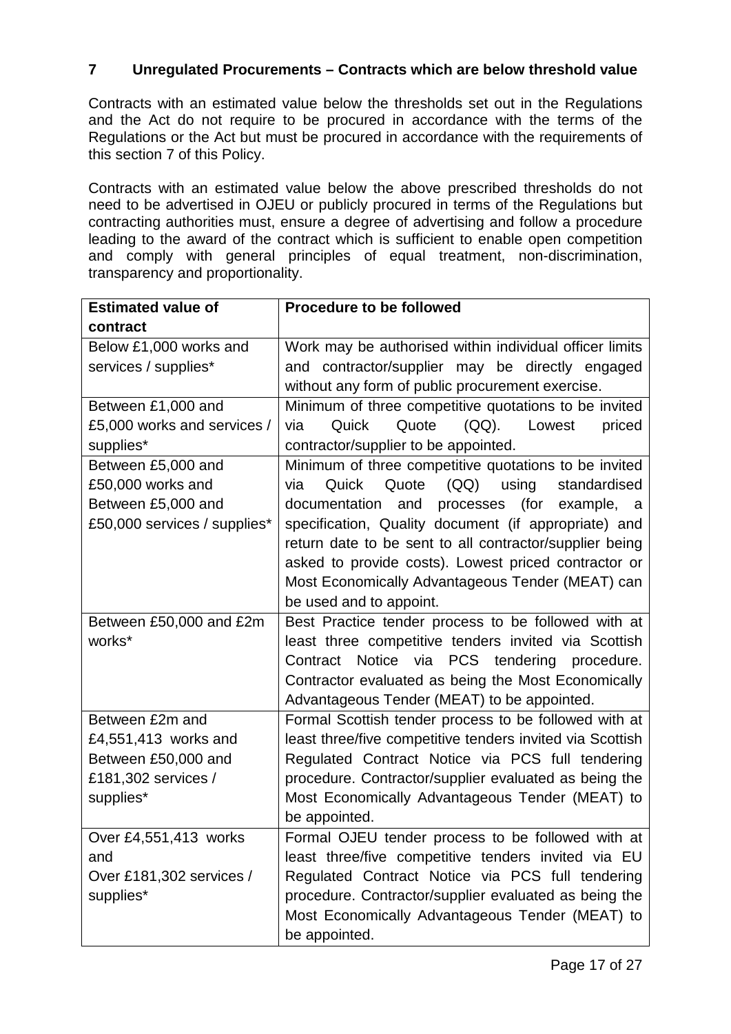## 7 Unregulated Procurements – Contracts which are below threshold value

Contracts with an estimated value below the thresholds set out in the Regulations and the Act do not require to be procured in accordance with the terms of the Regulations or the Act but must be procured in accordance with the requirements of this section 7 of this Policy.

Contracts with an estimated value below the above prescribed thresholds do not need to be advertised in OJEU or publicly procured in terms of the Regulations but contracting authorities must, ensure a degree of advertising and follow a procedure leading to the award of the contract which is sufficient to enable open competition and comply with general principles of equal treatment, non-discrimination, transparency and proportionality.

| Estimated value of contract | Procedure to be followed |
|---|---|
| Below £1,000 works and services / supplies* | Work may be authorised within individual officer limits and contractor/supplier may be directly engaged without any form of public procurement exercise. |
| Between £1,000 and £5,000 works and services / supplies* | Minimum of three competitive quotations to be invited via Quick Quote (QQ). Lowest priced contractor/supplier to be appointed. |
| Between £5,000 and £50,000 works and Between £5,000 and £50,000 services / supplies* | Minimum of three competitive quotations to be invited via Quick Quote (QQ) using standardised documentation and processes (for example, a specification, Quality document (if appropriate) and return date to be sent to all contractor/supplier being asked to provide costs). Lowest priced contractor or Most Economically Advantageous Tender (MEAT) can be used and to appoint. |
| Between £50,000 and £2m works* | Best Practice tender process to be followed with at least three competitive tenders invited via Scottish Contract Notice via PCS tendering procedure. Contractor evaluated as being the Most Economically Advantageous Tender (MEAT) to be appointed. |
| Between £2m and £4,551,413 works and Between £50,000 and £181,302 services / supplies* | Formal Scottish tender process to be followed with at least three/five competitive tenders invited via Scottish Regulated Contract Notice via PCS full tendering procedure. Contractor/supplier evaluated as being the Most Economically Advantageous Tender (MEAT) to be appointed. |
| Over £4,551,413 works and Over £181,302 services / supplies* | Formal OJEU tender process to be followed with at least three/five competitive tenders invited via EU Regulated Contract Notice via PCS full tendering procedure. Contractor/supplier evaluated as being the Most Economically Advantageous Tender (MEAT) to be appointed. |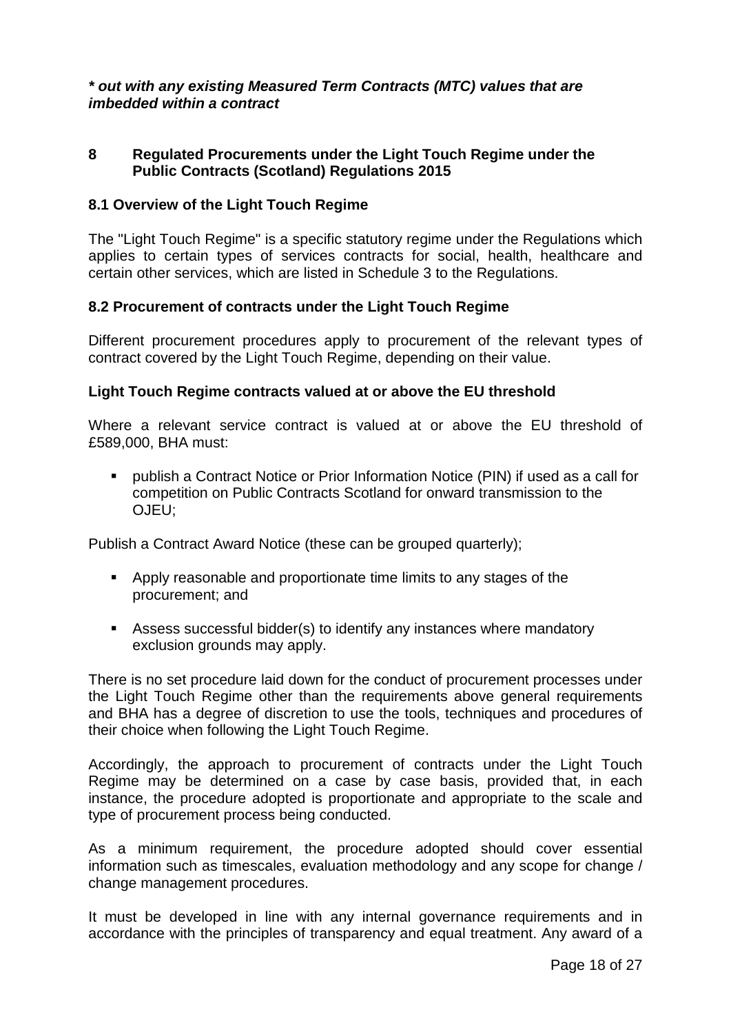***\* out with any existing Measured Term Contracts (MTC) values that are imbedded within a contract***

## 8 Regulated Procurements under the Light Touch Regime under the Public Contracts (Scotland) Regulations 2015

### 8.1 Overview of the Light Touch Regime

The "Light Touch Regime" is a specific statutory regime under the Regulations which applies to certain types of services contracts for social, health, healthcare and certain other services, which are listed in Schedule 3 to the Regulations.

### 8.2 Procurement of contracts under the Light Touch Regime

Different procurement procedures apply to procurement of the relevant types of contract covered by the Light Touch Regime, depending on their value.

**Light Touch Regime contracts valued at or above the EU threshold**

Where a relevant service contract is valued at or above the EU threshold of £589,000, BHA must:

- publish a Contract Notice or Prior Information Notice (PIN) if used as a call for competition on Public Contracts Scotland for onward transmission to the OJEU;

Publish a Contract Award Notice (these can be grouped quarterly);

- Apply reasonable and proportionate time limits to any stages of the procurement; and
- Assess successful bidder(s) to identify any instances where mandatory exclusion grounds may apply.

There is no set procedure laid down for the conduct of procurement processes under the Light Touch Regime other than the requirements above general requirements and BHA has a degree of discretion to use the tools, techniques and procedures of their choice when following the Light Touch Regime.

Accordingly, the approach to procurement of contracts under the Light Touch Regime may be determined on a case by case basis, provided that, in each instance, the procedure adopted is proportionate and appropriate to the scale and type of procurement process being conducted.

As a minimum requirement, the procedure adopted should cover essential information such as timescales, evaluation methodology and any scope for change / change management procedures.

It must be developed in line with any internal governance requirements and in accordance with the principles of transparency and equal treatment. Any award of a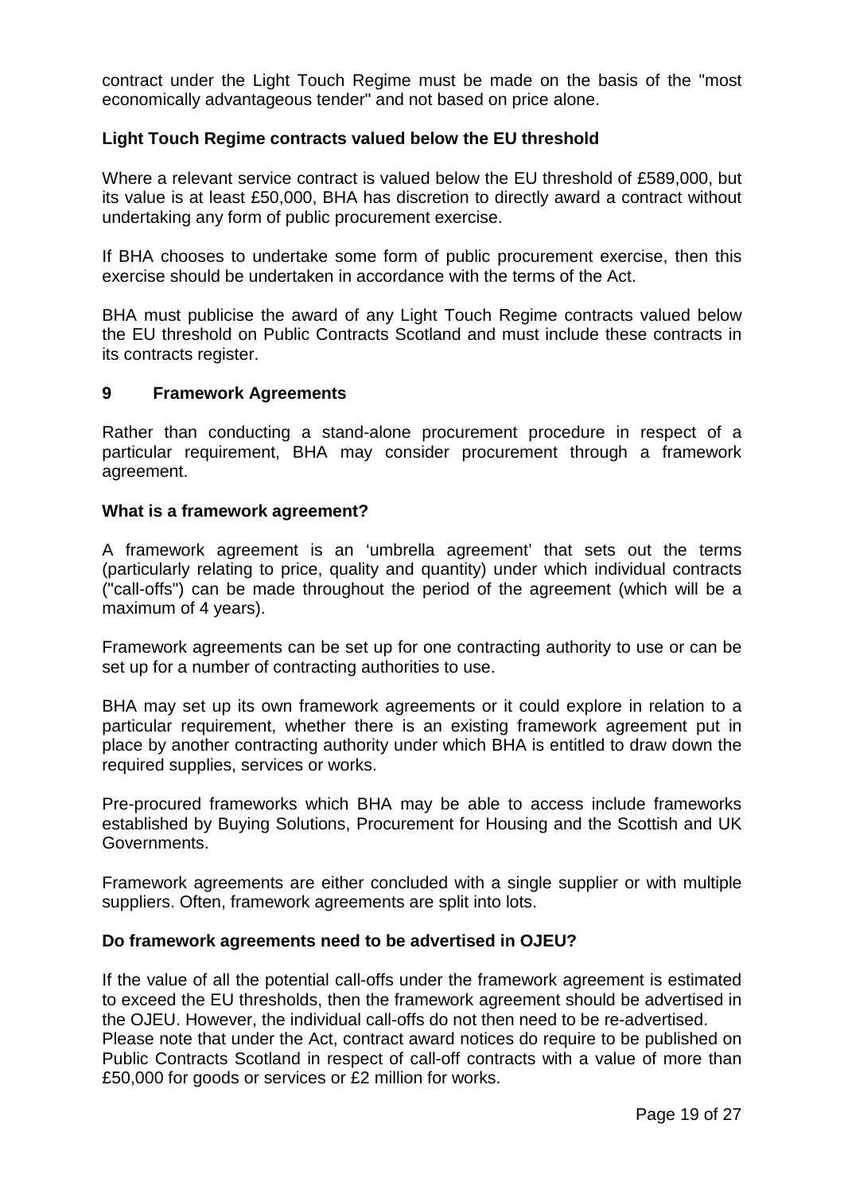contract under the Light Touch Regime must be made on the basis of the "most economically advantageous tender" and not based on price alone.

### Light Touch Regime contracts valued below the EU threshold

Where a relevant service contract is valued below the EU threshold of £589,000, but its value is at least £50,000, BHA has discretion to directly award a contract without undertaking any form of public procurement exercise.

If BHA chooses to undertake some form of public procurement exercise, then this exercise should be undertaken in accordance with the terms of the Act.

BHA must publicise the award of any Light Touch Regime contracts valued below the EU threshold on Public Contracts Scotland and must include these contracts in its contracts register.

## 9 Framework Agreements

Rather than conducting a stand-alone procurement procedure in respect of a particular requirement, BHA may consider procurement through a framework agreement.

### What is a framework agreement?

A framework agreement is an 'umbrella agreement' that sets out the terms (particularly relating to price, quality and quantity) under which individual contracts ("call-offs") can be made throughout the period of the agreement (which will be a maximum of 4 years).

Framework agreements can be set up for one contracting authority to use or can be set up for a number of contracting authorities to use.

BHA may set up its own framework agreements or it could explore in relation to a particular requirement, whether there is an existing framework agreement put in place by another contracting authority under which BHA is entitled to draw down the required supplies, services or works.

Pre-procured frameworks which BHA may be able to access include frameworks established by Buying Solutions, Procurement for Housing and the Scottish and UK Governments.

Framework agreements are either concluded with a single supplier or with multiple suppliers. Often, framework agreements are split into lots.

### Do framework agreements need to be advertised in OJEU?

If the value of all the potential call-offs under the framework agreement is estimated to exceed the EU thresholds, then the framework agreement should be advertised in the OJEU. However, the individual call-offs do not then need to be re-advertised.
Please note that under the Act, contract award notices do require to be published on Public Contracts Scotland in respect of call-off contracts with a value of more than £50,000 for goods or services or £2 million for works.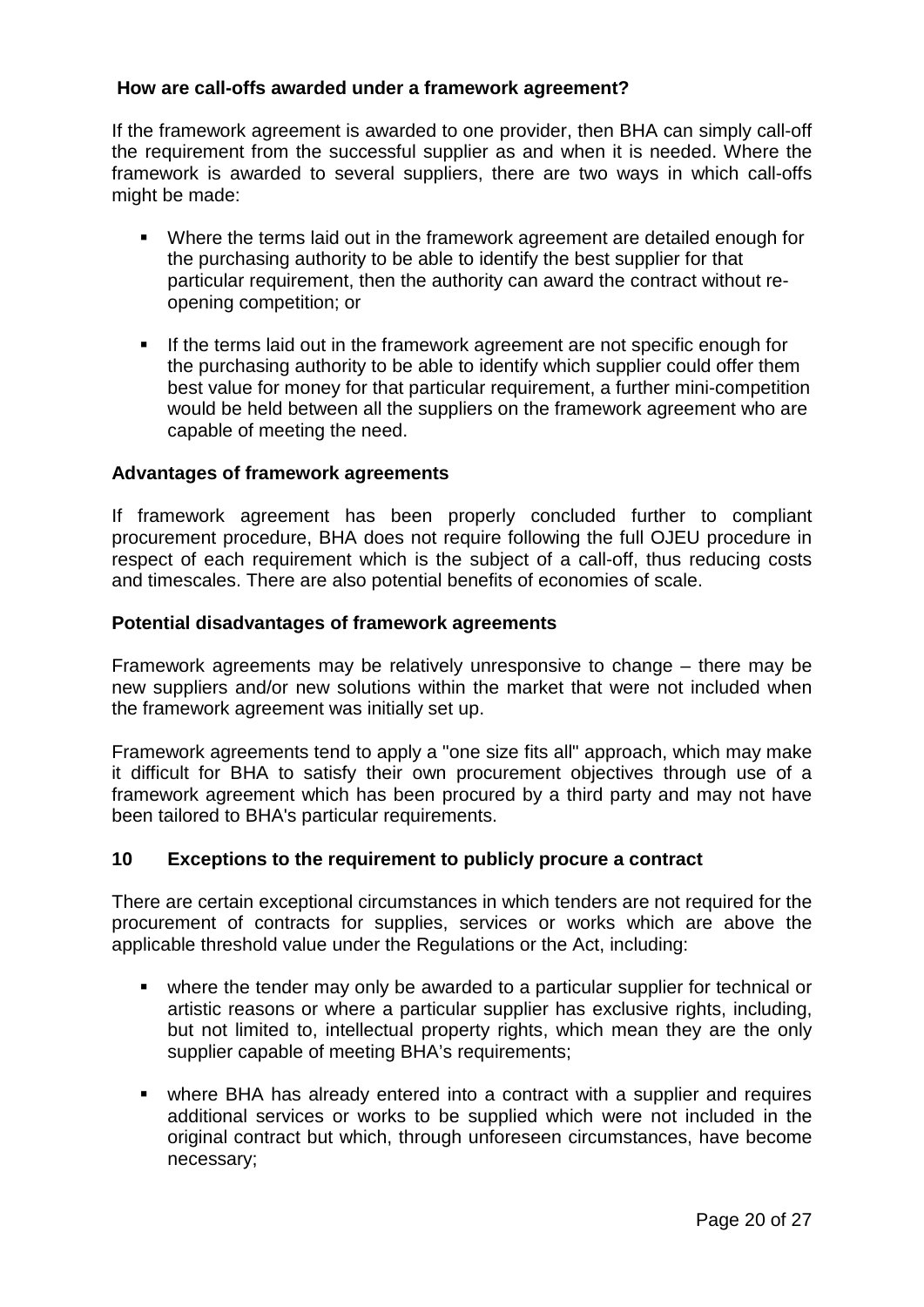**How are call-offs awarded under a framework agreement?**

If the framework agreement is awarded to one provider, then BHA can simply call-off the requirement from the successful supplier as and when it is needed. Where the framework is awarded to several suppliers, there are two ways in which call-offs might be made:

- Where the terms laid out in the framework agreement are detailed enough for the purchasing authority to be able to identify the best supplier for that particular requirement, then the authority can award the contract without re-opening competition; or
- If the terms laid out in the framework agreement are not specific enough for the purchasing authority to be able to identify which supplier could offer them best value for money for that particular requirement, a further mini-competition would be held between all the suppliers on the framework agreement who are capable of meeting the need.

**Advantages of framework agreements**

If framework agreement has been properly concluded further to compliant procurement procedure, BHA does not require following the full OJEU procedure in respect of each requirement which is the subject of a call-off, thus reducing costs and timescales. There are also potential benefits of economies of scale.

**Potential disadvantages of framework agreements**

Framework agreements may be relatively unresponsive to change – there may be new suppliers and/or new solutions within the market that were not included when the framework agreement was initially set up.

Framework agreements tend to apply a "one size fits all" approach, which may make it difficult for BHA to satisfy their own procurement objectives through use of a framework agreement which has been procured by a third party and may not have been tailored to BHA's particular requirements.

## 10 Exceptions to the requirement to publicly procure a contract

There are certain exceptional circumstances in which tenders are not required for the procurement of contracts for supplies, services or works which are above the applicable threshold value under the Regulations or the Act, including:

- where the tender may only be awarded to a particular supplier for technical or artistic reasons or where a particular supplier has exclusive rights, including, but not limited to, intellectual property rights, which mean they are the only supplier capable of meeting BHA's requirements;
- where BHA has already entered into a contract with a supplier and requires additional services or works to be supplied which were not included in the original contract but which, through unforeseen circumstances, have become necessary;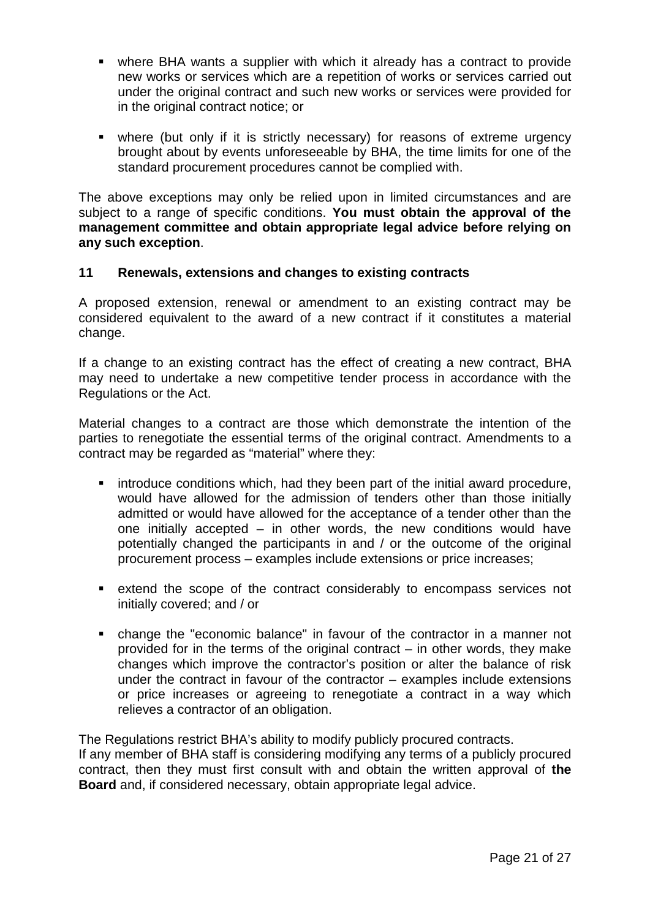- where BHA wants a supplier with which it already has a contract to provide new works or services which are a repetition of works or services carried out under the original contract and such new works or services were provided for in the original contract notice; or

- where (but only if it is strictly necessary) for reasons of extreme urgency brought about by events unforeseeable by BHA, the time limits for one of the standard procurement procedures cannot be complied with.

The above exceptions may only be relied upon in limited circumstances and are subject to a range of specific conditions. **You must obtain the approval of the management committee and obtain appropriate legal advice before relying on any such exception**.

## 11 Renewals, extensions and changes to existing contracts

A proposed extension, renewal or amendment to an existing contract may be considered equivalent to the award of a new contract if it constitutes a material change.

If a change to an existing contract has the effect of creating a new contract, BHA may need to undertake a new competitive tender process in accordance with the Regulations or the Act.

Material changes to a contract are those which demonstrate the intention of the parties to renegotiate the essential terms of the original contract. Amendments to a contract may be regarded as "material" where they:

- introduce conditions which, had they been part of the initial award procedure, would have allowed for the admission of tenders other than those initially admitted or would have allowed for the acceptance of a tender other than the one initially accepted – in other words, the new conditions would have potentially changed the participants in and / or the outcome of the original procurement process – examples include extensions or price increases;

- extend the scope of the contract considerably to encompass services not initially covered; and / or

- change the "economic balance" in favour of the contractor in a manner not provided for in the terms of the original contract – in other words, they make changes which improve the contractor's position or alter the balance of risk under the contract in favour of the contractor – examples include extensions or price increases or agreeing to renegotiate a contract in a way which relieves a contractor of an obligation.

The Regulations restrict BHA's ability to modify publicly procured contracts.
If any member of BHA staff is considering modifying any terms of a publicly procured contract, then they must first consult with and obtain the written approval of **the Board** and, if considered necessary, obtain appropriate legal advice.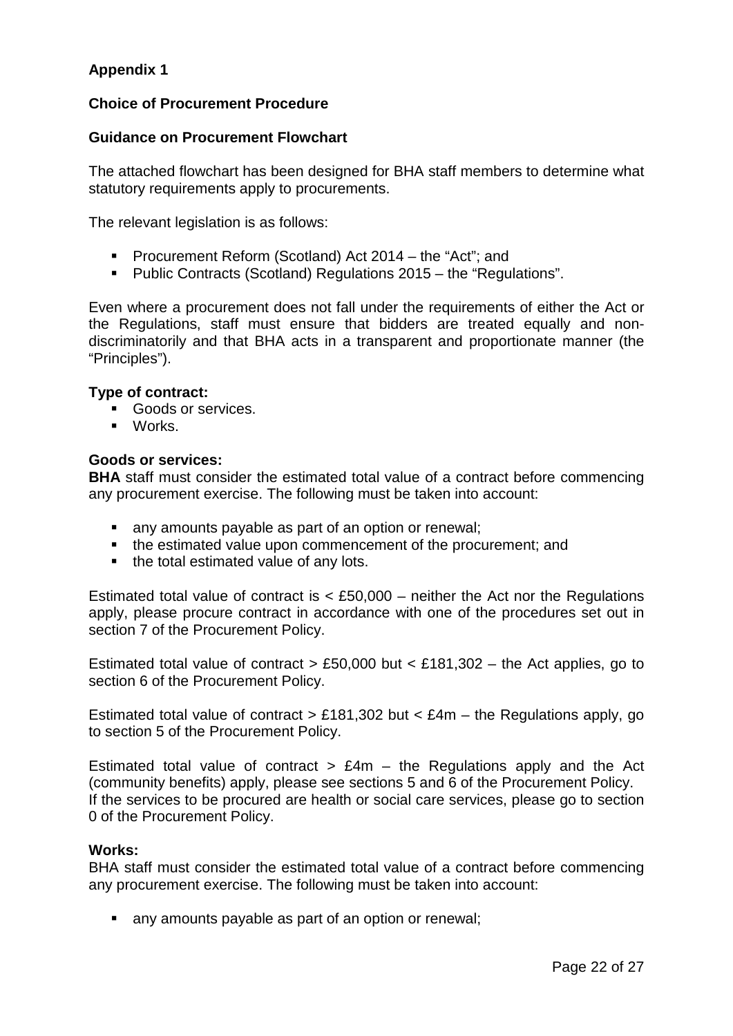**Appendix 1**

**Choice of Procurement Procedure**

**Guidance on Procurement Flowchart**

The attached flowchart has been designed for BHA staff members to determine what statutory requirements apply to procurements.

The relevant legislation is as follows:

- Procurement Reform (Scotland) Act 2014 – the "Act"; and
- Public Contracts (Scotland) Regulations 2015 – the "Regulations".

Even where a procurement does not fall under the requirements of either the Act or the Regulations, staff must ensure that bidders are treated equally and non-discriminatorily and that BHA acts in a transparent and proportionate manner (the "Principles").

**Type of contract:**

- Goods or services.
- Works.

**Goods or services:**
**BHA** staff must consider the estimated total value of a contract before commencing any procurement exercise. The following must be taken into account:

- any amounts payable as part of an option or renewal;
- the estimated value upon commencement of the procurement; and
- the total estimated value of any lots.

Estimated total value of contract is < £50,000 – neither the Act nor the Regulations apply, please procure contract in accordance with one of the procedures set out in section 7 of the Procurement Policy.

Estimated total value of contract > £50,000 but < £181,302 – the Act applies, go to section 6 of the Procurement Policy.

Estimated total value of contract > £181,302 but < £4m – the Regulations apply, go to section 5 of the Procurement Policy.

Estimated total value of contract > £4m – the Regulations apply and the Act (community benefits) apply, please see sections 5 and 6 of the Procurement Policy. If the services to be procured are health or social care services, please go to section 0 of the Procurement Policy.

**Works:**
BHA staff must consider the estimated total value of a contract before commencing any procurement exercise. The following must be taken into account:

- any amounts payable as part of an option or renewal;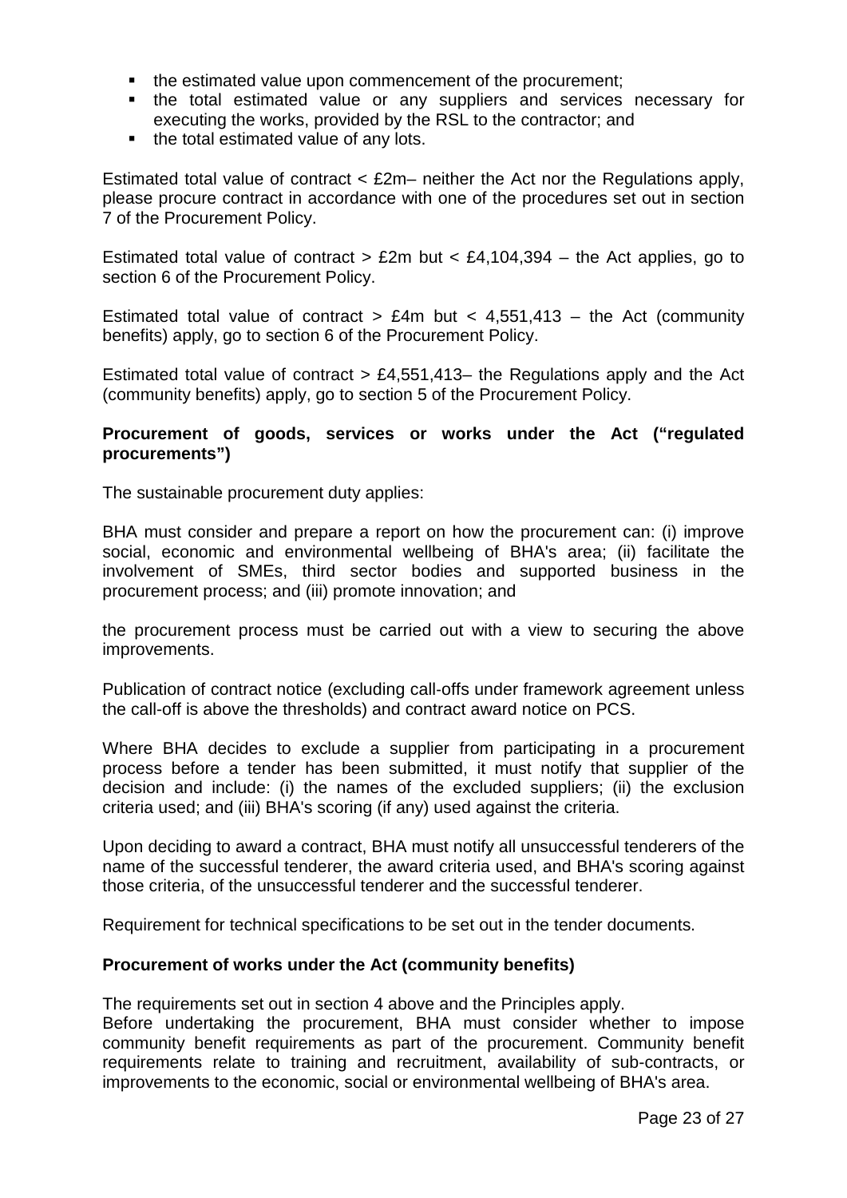- the estimated value upon commencement of the procurement;
- the total estimated value or any suppliers and services necessary for executing the works, provided by the RSL to the contractor; and
- the total estimated value of any lots.

Estimated total value of contract < £2m– neither the Act nor the Regulations apply, please procure contract in accordance with one of the procedures set out in section 7 of the Procurement Policy.

Estimated total value of contract > £2m but < £4,104,394 – the Act applies, go to section 6 of the Procurement Policy.

Estimated total value of contract > £4m but < 4,551,413 – the Act (community benefits) apply, go to section 6 of the Procurement Policy.

Estimated total value of contract > £4,551,413– the Regulations apply and the Act (community benefits) apply, go to section 5 of the Procurement Policy.

**Procurement of goods, services or works under the Act ("regulated procurements")**

The sustainable procurement duty applies:

BHA must consider and prepare a report on how the procurement can: (i) improve social, economic and environmental wellbeing of BHA's area; (ii) facilitate the involvement of SMEs, third sector bodies and supported business in the procurement process; and (iii) promote innovation; and

the procurement process must be carried out with a view to securing the above improvements.

Publication of contract notice (excluding call-offs under framework agreement unless the call-off is above the thresholds) and contract award notice on PCS.

Where BHA decides to exclude a supplier from participating in a procurement process before a tender has been submitted, it must notify that supplier of the decision and include: (i) the names of the excluded suppliers; (ii) the exclusion criteria used; and (iii) BHA's scoring (if any) used against the criteria.

Upon deciding to award a contract, BHA must notify all unsuccessful tenderers of the name of the successful tenderer, the award criteria used, and BHA's scoring against those criteria, of the unsuccessful tenderer and the successful tenderer.

Requirement for technical specifications to be set out in the tender documents.

**Procurement of works under the Act (community benefits)**

The requirements set out in section 4 above and the Principles apply.
Before undertaking the procurement, BHA must consider whether to impose community benefit requirements as part of the procurement. Community benefit requirements relate to training and recruitment, availability of sub-contracts, or improvements to the economic, social or environmental wellbeing of BHA's area.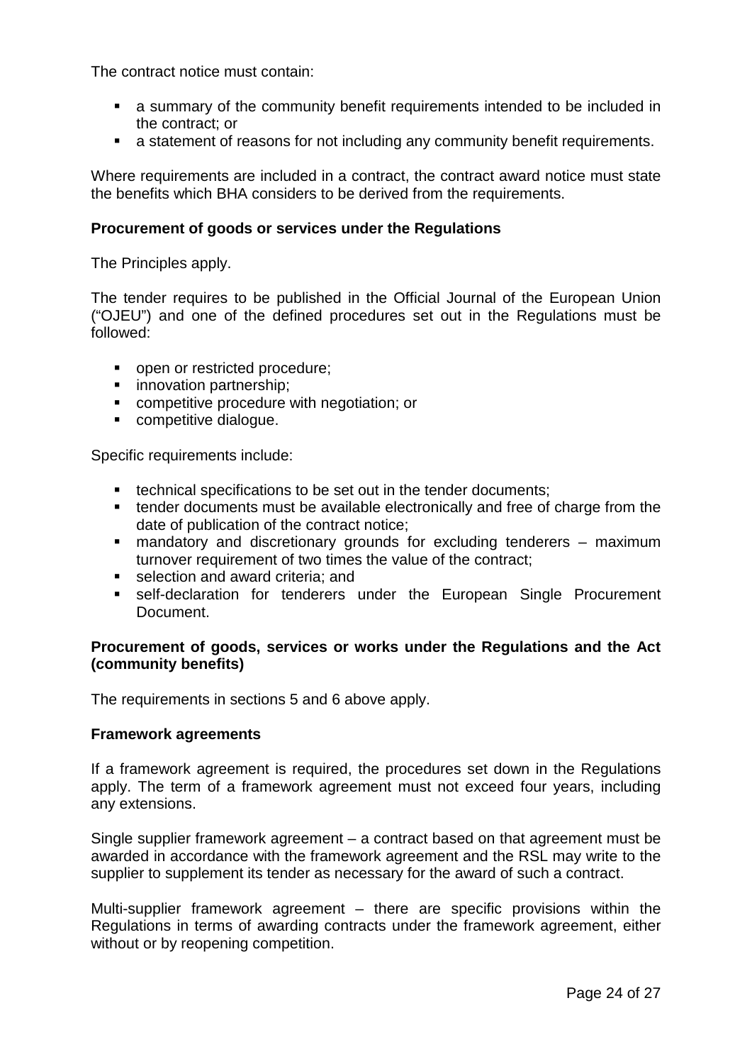The contract notice must contain:

- a summary of the community benefit requirements intended to be included in the contract; or
- a statement of reasons for not including any community benefit requirements.

Where requirements are included in a contract, the contract award notice must state the benefits which BHA considers to be derived from the requirements.

**Procurement of goods or services under the Regulations**

The Principles apply.

The tender requires to be published in the Official Journal of the European Union ("OJEU") and one of the defined procedures set out in the Regulations must be followed:

- open or restricted procedure;
- innovation partnership;
- competitive procedure with negotiation; or
- competitive dialogue.

Specific requirements include:

- technical specifications to be set out in the tender documents;
- tender documents must be available electronically and free of charge from the date of publication of the contract notice;
- mandatory and discretionary grounds for excluding tenderers – maximum turnover requirement of two times the value of the contract;
- selection and award criteria; and
- self-declaration for tenderers under the European Single Procurement Document.

**Procurement of goods, services or works under the Regulations and the Act (community benefits)**

The requirements in sections 5 and 6 above apply.

**Framework agreements**

If a framework agreement is required, the procedures set down in the Regulations apply. The term of a framework agreement must not exceed four years, including any extensions.

Single supplier framework agreement – a contract based on that agreement must be awarded in accordance with the framework agreement and the RSL may write to the supplier to supplement its tender as necessary for the award of such a contract.

Multi-supplier framework agreement – there are specific provisions within the Regulations in terms of awarding contracts under the framework agreement, either without or by reopening competition.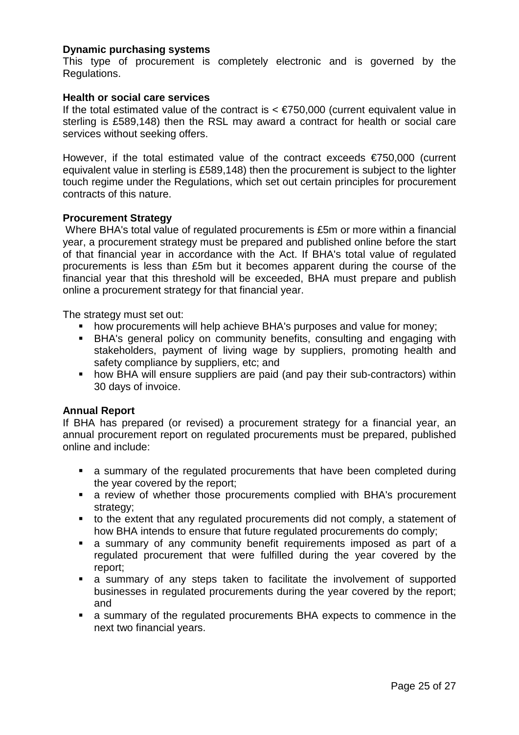**Dynamic purchasing systems**

This type of procurement is completely electronic and is governed by the Regulations.

**Health or social care services**

If the total estimated value of the contract is < €750,000 (current equivalent value in sterling is £589,148) then the RSL may award a contract for health or social care services without seeking offers.

However, if the total estimated value of the contract exceeds €750,000 (current equivalent value in sterling is £589,148) then the procurement is subject to the lighter touch regime under the Regulations, which set out certain principles for procurement contracts of this nature.

**Procurement Strategy**

Where BHA's total value of regulated procurements is £5m or more within a financial year, a procurement strategy must be prepared and published online before the start of that financial year in accordance with the Act. If BHA's total value of regulated procurements is less than £5m but it becomes apparent during the course of the financial year that this threshold will be exceeded, BHA must prepare and publish online a procurement strategy for that financial year.

The strategy must set out:

- how procurements will help achieve BHA's purposes and value for money;
- BHA's general policy on community benefits, consulting and engaging with stakeholders, payment of living wage by suppliers, promoting health and safety compliance by suppliers, etc; and
- how BHA will ensure suppliers are paid (and pay their sub-contractors) within 30 days of invoice.

**Annual Report**

If BHA has prepared (or revised) a procurement strategy for a financial year, an annual procurement report on regulated procurements must be prepared, published online and include:

- a summary of the regulated procurements that have been completed during the year covered by the report;
- a review of whether those procurements complied with BHA's procurement strategy;
- to the extent that any regulated procurements did not comply, a statement of how BHA intends to ensure that future regulated procurements do comply;
- a summary of any community benefit requirements imposed as part of a regulated procurement that were fulfilled during the year covered by the report;
- a summary of any steps taken to facilitate the involvement of supported businesses in regulated procurements during the year covered by the report; and
- a summary of the regulated procurements BHA expects to commence in the next two financial years.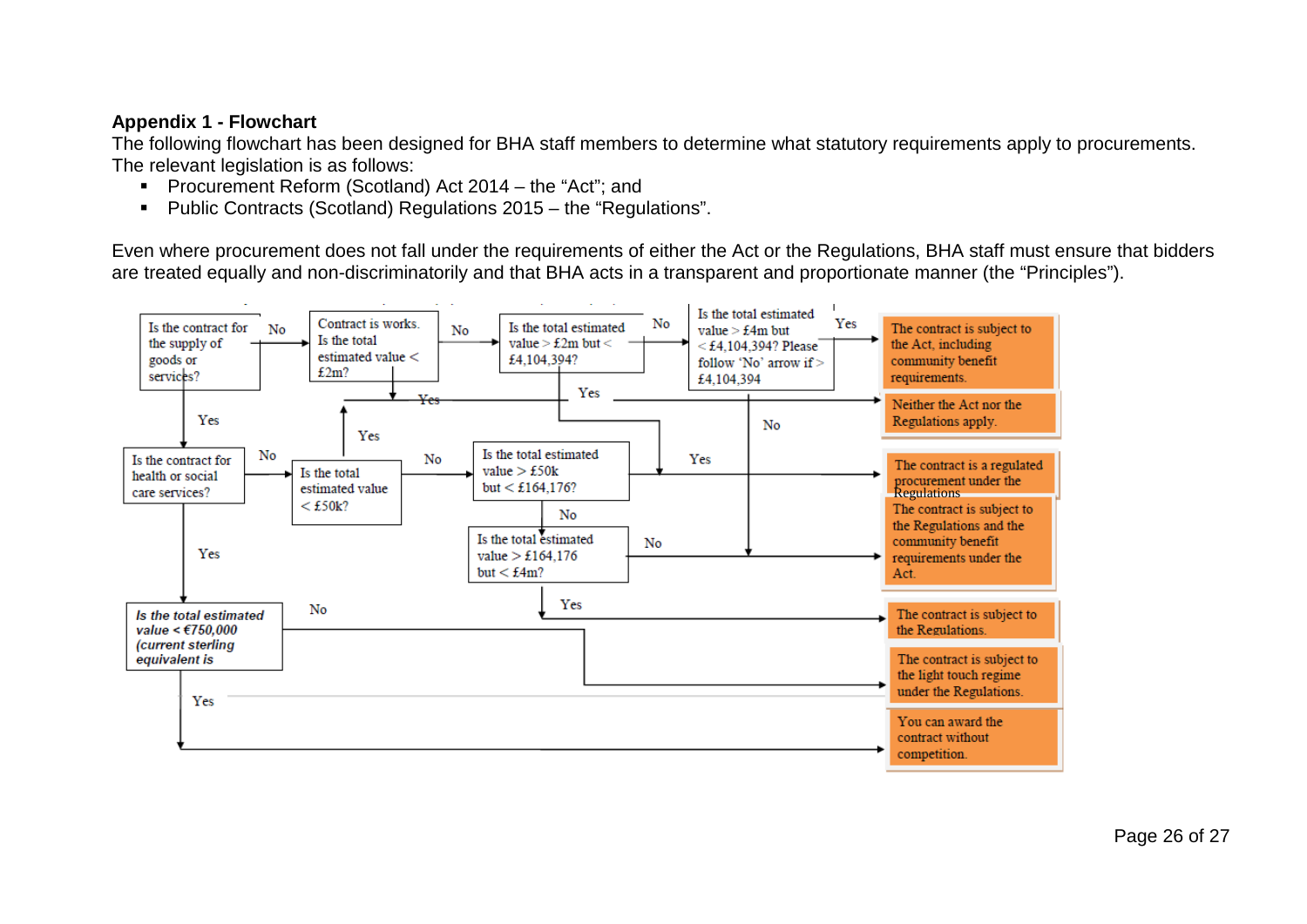**Appendix 1 - Flowchart**

The following flowchart has been designed for BHA staff members to determine what statutory requirements apply to procurements. The relevant legislation is as follows:

- Procurement Reform (Scotland) Act 2014 – the "Act"; and
- Public Contracts (Scotland) Regulations 2015 – the "Regulations".

Even where procurement does not fall under the requirements of either the Act or the Regulations, BHA staff must ensure that bidders are treated equally and non-discriminatorily and that BHA acts in a transparent and proportionate manner (the "Principles").

Is the contract for the supply of goods or services?

No

Contract is works. Is the total estimated value < £2m?

No

Is the total estimated value > £2m but < £4,104,394?

No

Is the total estimated value > £4m but < £4,104,394? Please follow 'No' arrow if > £4,104,394

Yes

The contract is subject to the Act, including community benefit requirements.

Yes

Yes

Neither the Act nor the Regulations apply.

Yes

No

Is the contract for health or social care services?

No

Is the total estimated value < £50k?

No

Is the total estimated value > £50k but < £164,176?

Yes

The contract is a regulated procurement under the Regulations

The contract is subject to the Regulations and the community benefit requirements under the Act.

Yes

No

Is the total estimated value > £164,176 but < £4m?

No

Yes

The contract is subject to the Regulations.

*Is the total estimated value < €750,000 (current sterling equivalent is*

No

The contract is subject to the light touch regime under the Regulations.

Yes

You can award the contract without competition.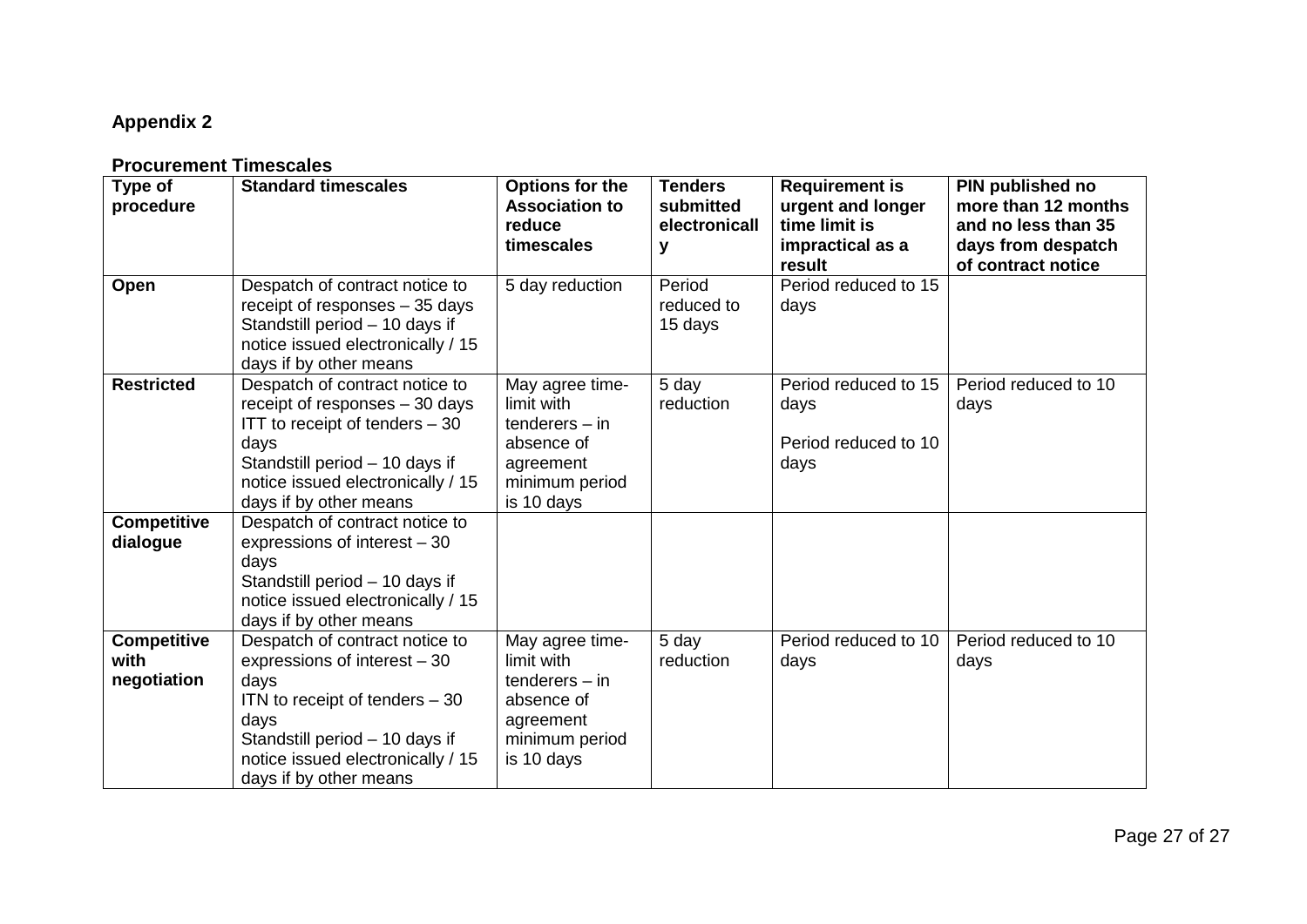**Appendix 2**

**Procurement Timescales**

| Type of procedure | Standard timescales | Options for the Association to reduce timescales | Tenders submitted electronically | Requirement is urgent and longer time limit is impractical as a result | PIN published no more than 12 months and no less than 35 days from despatch of contract notice |
|---|---|---|---|---|---|
| **Open** | Despatch of contract notice to receipt of responses – 35 days<br>Standstill period – 10 days if notice issued electronically / 15 days if by other means | 5 day reduction | Period reduced to 15 days | Period reduced to 15 days | |
| **Restricted** | Despatch of contract notice to receipt of responses – 30 days<br>ITT to receipt of tenders – 30 days<br>Standstill period – 10 days if notice issued electronically / 15 days if by other means | May agree time-limit with tenderers – in absence of agreement minimum period is 10 days | 5 day reduction | Period reduced to 15 days<br><br>Period reduced to 10 days | Period reduced to 10 days |
| **Competitive dialogue** | Despatch of contract notice to expressions of interest – 30 days<br>Standstill period – 10 days if notice issued electronically / 15 days if by other means | | | | |
| **Competitive with negotiation** | Despatch of contract notice to expressions of interest – 30 days<br>ITN to receipt of tenders – 30 days<br>Standstill period – 10 days if notice issued electronically / 15 days if by other means | May agree time-limit with tenderers – in absence of agreement minimum period is 10 days | 5 day reduction | Period reduced to 10 days | Period reduced to 10 days |